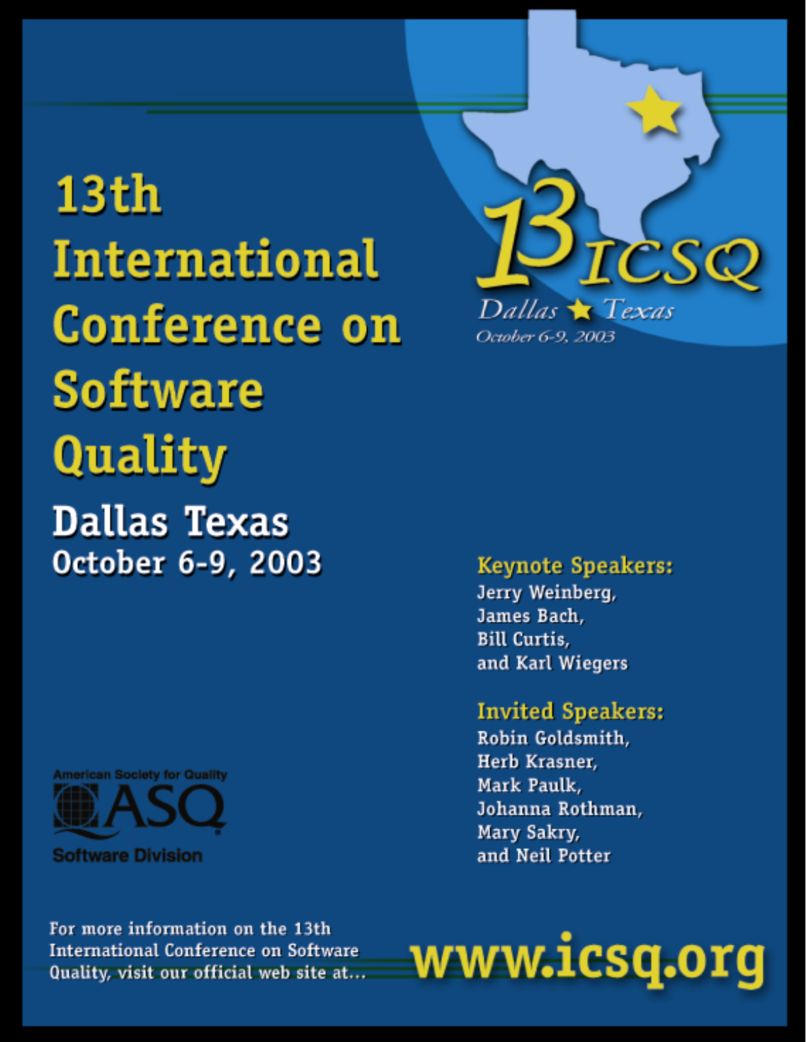# 13th International Conference on Software Quality

## Dallas Texas

**October 6-9, 2003**

13 ICSQ
*Dallas ★ Texas*
*October 6-9, 2003*

**Keynote Speakers:**
Jerry Weinberg,
James Bach,
Bill Curtis,
and Karl Wiegers

**Invited Speakers:**
Robin Goldsmith,
Herb Krasner,
Mark Paulk,
Johanna Rothman,
Mary Sakry,
and Neil Potter

American Society for Quality
ASQ
Software Division

For more information on the 13th International Conference on Software Quality, visit our official web site at...

**www.icsq.org**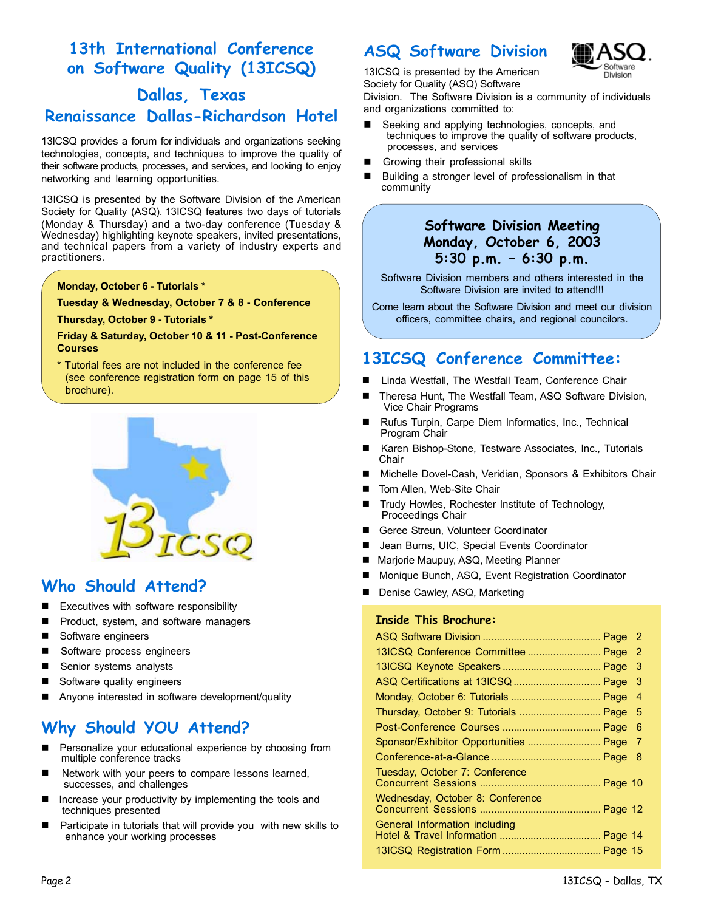# 13th International Conference on Software Quality (13ICSQ)

## Dallas, Texas

## Renaissance Dallas-Richardson Hotel

13ICSQ provides a forum for individuals and organizations seeking technologies, concepts, and techniques to improve the quality of their software products, processes, and services, and looking to enjoy networking and learning opportunities.

13ICSQ is presented by the Software Division of the American Society for Quality (ASQ). 13ICSQ features two days of tutorials (Monday & Thursday) and a two-day conference (Tuesday & Wednesday) highlighting keynote speakers, invited presentations, and technical papers from a variety of industry experts and practitioners.

**Monday, October 6 - Tutorials ***

**Tuesday & Wednesday, October 7 & 8 - Conference**

**Thursday, October 9 - Tutorials ***

**Friday & Saturday, October 10 & 11 - Post-Conference Courses**

* Tutorial fees are not included in the conference fee (see conference registration form on page 15 of this brochure).

## Who Should Attend?

- Executives with software responsibility
- Product, system, and software managers
- Software engineers
- Software process engineers
- Senior systems analysts
- Software quality engineers
- Anyone interested in software development/quality

## Why Should YOU Attend?

- Personalize your educational experience by choosing from multiple conference tracks
- Network with your peers to compare lessons learned, successes, and challenges
- Increase your productivity by implementing the tools and techniques presented
- Participate in tutorials that will provide you with new skills to enhance your working processes

## ASQ Software Division

13ICSQ is presented by the American Society for Quality (ASQ) Software Division. The Software Division is a community of individuals and organizations committed to:

- Seeking and applying technologies, concepts, and techniques to improve the quality of software products, processes, and services
- Growing their professional skills
- Building a stronger level of professionalism in that community

### Software Division Meeting
### Monday, October 6, 2003
### 5:30 p.m. – 6:30 p.m.

Software Division members and others interested in the Software Division are invited to attend!!!

Come learn about the Software Division and meet our division officers, committee chairs, and regional councilors.

## 13ICSQ Conference Committee:

- Linda Westfall, The Westfall Team, Conference Chair
- Theresa Hunt, The Westfall Team, ASQ Software Division, Vice Chair Programs
- Rufus Turpin, Carpe Diem Informatics, Inc., Technical Program Chair
- Karen Bishop-Stone, Testware Associates, Inc., Tutorials Chair
- Michelle Dovel-Cash, Veridian, Sponsors & Exhibitors Chair
- Tom Allen, Web-Site Chair
- Trudy Howles, Rochester Institute of Technology, Proceedings Chair
- Geree Streun, Volunteer Coordinator
- Jean Burns, UIC, Special Events Coordinator
- Marjorie Maupuy, ASQ, Meeting Planner
- Monique Bunch, ASQ, Event Registration Coordinator
- Denise Cawley, ASQ, Marketing

### Inside This Brochure:

| | |
|---|---|
| ASQ Software Division | Page 2 |
| 13ICSQ Conference Committee | Page 2 |
| 13ICSQ Keynote Speakers | Page 3 |
| ASQ Certifications at 13ICSQ | Page 3 |
| Monday, October 6: Tutorials | Page 4 |
| Thursday, October 9: Tutorials | Page 5 |
| Post-Conference Courses | Page 6 |
| Sponsor/Exhibitor Opportunities | Page 7 |
| Conference-at-a-Glance | Page 8 |
| Tuesday, October 7: Conference Concurrent Sessions | Page 10 |
| Wednesday, October 8: Conference Concurrent Sessions | Page 12 |
| General Information including Hotel & Travel Information | Page 14 |
| 13ICSQ Registration Form | Page 15 |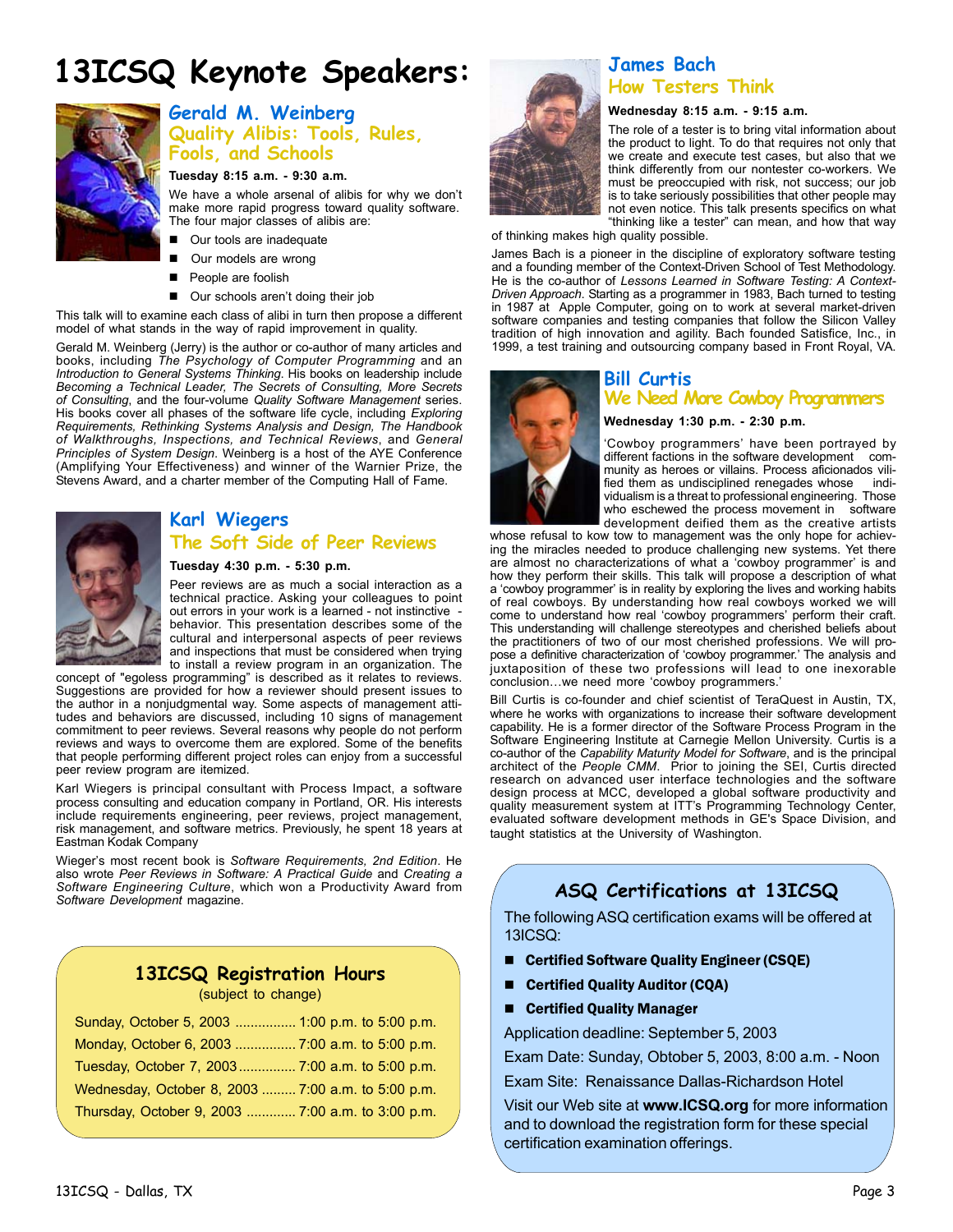# 13ICSQ Keynote Speakers:

## Gerald M. Weinberg
### Quality Alibis: Tools, Rules, Fools, and Schools

**Tuesday 8:15 a.m. - 9:30 a.m.**

We have a whole arsenal of alibis for why we don't make more rapid progress toward quality software. The four major classes of alibis are:

- Our tools are inadequate
- Our models are wrong
- People are foolish
- Our schools aren't doing their job

This talk will to examine each class of alibi in turn then propose a different model of what stands in the way of rapid improvement in quality.

Gerald M. Weinberg (Jerry) is the author or co-author of many articles and books, including *The Psychology of Computer Programming* and an *Introduction to General Systems Thinking*. His books on leadership include *Becoming a Technical Leader, The Secrets of Consulting, More Secrets of Consulting*, and the four-volume *Quality Software Management* series. His books cover all phases of the software life cycle, including *Exploring Requirements, Rethinking Systems Analysis and Design, The Handbook of Walkthroughs, Inspections, and Technical Reviews*, and *General Principles of System Design*. Weinberg is a host of the AYE Conference (Amplifying Your Effectiveness) and winner of the Warnier Prize, the Stevens Award, and a charter member of the Computing Hall of Fame.

## Karl Wiegers
### The Soft Side of Peer Reviews

**Tuesday 4:30 p.m. - 5:30 p.m.**

Peer reviews are as much a social interaction as a technical practice. Asking your colleagues to point out errors in your work is a learned - not instinctive - behavior. This presentation describes some of the cultural and interpersonal aspects of peer reviews and inspections that must be considered when trying to install a review program in an organization. The concept of "egoless programming" is described as it relates to reviews. Suggestions are provided for how a reviewer should present issues to the author in a nonjudgmental way. Some aspects of management attitudes and behaviors are discussed, including 10 signs of management commitment to peer reviews. Several reasons why people do not perform reviews and ways to overcome them are explored. Some of the benefits that people performing different project roles can enjoy from a successful peer review program are itemized.

Karl Wiegers is principal consultant with Process Impact, a software process consulting and education company in Portland, OR. His interests include requirements engineering, peer reviews, project management, risk management, and software metrics. Previously, he spent 18 years at Eastman Kodak Company

Wieger's most recent book is *Software Requirements, 2nd Edition*. He also wrote *Peer Reviews in Software: A Practical Guide* and *Creating a Software Engineering Culture*, which won a Productivity Award from *Software Development* magazine.

## 13ICSQ Registration Hours
(subject to change)

| Day | Hours |
|---|---|
| Sunday, October 5, 2003 | 1:00 p.m. to 5:00 p.m. |
| Monday, October 6, 2003 | 7:00 a.m. to 5:00 p.m. |
| Tuesday, October 7, 2003 | 7:00 a.m. to 5:00 p.m. |
| Wednesday, October 8, 2003 | 7:00 a.m. to 5:00 p.m. |
| Thursday, October 9, 2003 | 7:00 a.m. to 3:00 p.m. |

## James Bach
### How Testers Think

**Wednesday 8:15 a.m. - 9:15 a.m.**

The role of a tester is to bring vital information about the product to light. To do that requires not only that we create and execute test cases, but also that we think differently from our nontester co-workers. We must be preoccupied with risk, not success; our job is to take seriously possibilities that other people may not even notice. This talk presents specifics on what "thinking like a tester" can mean, and how that way of thinking makes high quality possible.

James Bach is a pioneer in the discipline of exploratory software testing and a founding member of the Context-Driven School of Test Methodology. He is the co-author of *Lessons Learned in Software Testing: A Context-Driven Approach*. Starting as a programmer in 1983, Bach turned to testing in 1987 at Apple Computer, going on to work at several market-driven software companies and testing companies that follow the Silicon Valley tradition of high innovation and agility. Bach founded Satisfice, Inc., in 1999, a test training and outsourcing company based in Front Royal, VA.

## Bill Curtis
### We Need More Cowboy Programmers

**Wednesday 1:30 p.m. - 2:30 p.m.**

'Cowboy programmers' have been portrayed by different factions in the software development community as heroes or villains. Process aficionados vilified them as undisciplined renegades whose individualism is a threat to professional engineering. Those who eschewed the process movement in software development deified them as the creative artists whose refusal to kow tow to management was the only hope for achieving the miracles needed to produce challenging new systems. Yet there are almost no characterizations of what a 'cowboy programmer' is and how they perform their skills. This talk will propose a description of what a 'cowboy programmer' is in reality by exploring the lives and working habits of real cowboys. By understanding how real cowboys worked we will come to understand how real 'cowboy programmers' perform their craft. This understanding will challenge stereotypes and cherished beliefs about the practitioners of two of our most cherished professions. We will propose a definitive characterization of 'cowboy programmer.' The analysis and juxtaposition of these two professions will lead to one inexorable conclusion…we need more 'cowboy programmers.'

Bill Curtis is co-founder and chief scientist of TeraQuest in Austin, TX, where he works with organizations to increase their software development capability. He is a former director of the Software Process Program in the Software Engineering Institute at Carnegie Mellon University. Curtis is a co-author of the *Capability Maturity Model for Software*, and is the principal architect of the *People CMM*. Prior to joining the SEI, Curtis directed research on advanced user interface technologies and the software design process at MCC, developed a global software productivity and quality measurement system at ITT's Programming Technology Center, evaluated software development methods in GE's Space Division, and taught statistics at the University of Washington.

## ASQ Certifications at 13ICSQ

The following ASQ certification exams will be offered at 13ICSQ:

- **Certified Software Quality Engineer (CSQE)**
- **Certified Quality Auditor (CQA)**
- **Certified Quality Manager**

Application deadline: September 5, 2003

Exam Date: Sunday, Obtober 5, 2003, 8:00 a.m. - Noon

Exam Site: Renaissance Dallas-Richardson Hotel

Visit our Web site at **www.ICSQ.org** for more information and to download the registration form for these special certification examination offerings.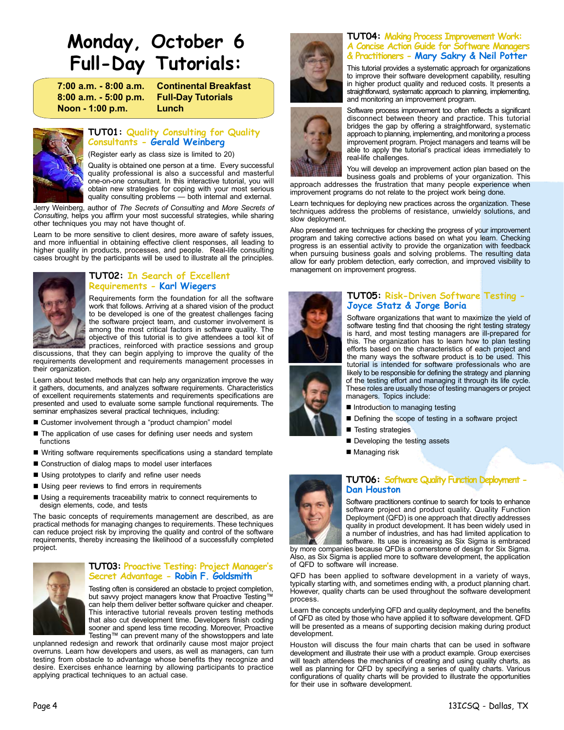# Monday, October 6 Full-Day Tutorials:

| | |
|---|---|
| **7:00 a.m. - 8:00 a.m.** | **Continental Breakfast** |
| **8:00 a.m. - 5:00 p.m.** | **Full-Day Tutorials** |
| **Noon - 1:00 p.m.** | **Lunch** |

## TUT01: Quality Consulting for Quality Consultants - Gerald Weinberg

(Register early as class size is limited to 20)

Quality is obtained one person at a time. Every successful quality professional is also a successful and masterful one-on-one consultant. In this interactive tutorial, you will obtain new strategies for coping with your most serious quality consulting problems — both internal and external. Jerry Weinberg, author of *The Secrets of Consulting* and *More Secrets of Consulting*, helps you affirm your most successful strategies, while sharing other techniques you may not have thought of.

Learn to be more sensitive to client desires, more aware of safety issues, and more influential in obtaining effective client responses, all leading to higher quality in products, processes, and people. Real-life consulting cases brought by the participants will be used to illustrate all the principles.

## TUT02: In Search of Excellent Requirements - Karl Wiegers

Requirements form the foundation for all the software work that follows. Arriving at a shared vision of the product to be developed is one of the greatest challenges facing the software project team, and customer involvement is among the most critical factors in software quality. The objective of this tutorial is to give attendees a tool kit of practices, reinforced with practice sessions and group discussions, that they can begin applying to improve the quality of the requirements development and requirements management processes in their organization.

Learn about tested methods that can help any organization improve the way it gathers, documents, and analyzes software requirements. Characteristics of excellent requirements statements and requirements specifications are presented and used to evaluate some sample functional requirements. The seminar emphasizes several practical techniques, including:

- Customer involvement through a "product champion" model
- The application of use cases for defining user needs and system functions
- Writing software requirements specifications using a standard template
- Construction of dialog maps to model user interfaces
- Using prototypes to clarify and refine user needs
- Using peer reviews to find errors in requirements
- Using a requirements traceability matrix to connect requirements to design elements, code, and tests

The basic concepts of requirements management are described, as are practical methods for managing changes to requirements. These techniques can reduce project risk by improving the quality and control of the software requirements, thereby increasing the likelihood of a successfully completed project.

## TUT03: Proactive Testing: Project Manager's Secret Advantage - Robin F. Goldsmith

Testing often is considered an obstacle to project completion, but savvy project managers know that Proactive Testing™ can help them deliver better software quicker and cheaper. This interactive tutorial reveals proven testing methods that also cut development time. Developers finish coding sooner and spend less time recoding. Moreover, Proactive Testing™ can prevent many of the showstoppers and late unplanned redesign and rework that ordinarily cause most major project overruns. Learn how developers and users, as well as managers, can turn testing from obstacle to advantage whose benefits they recognize and desire. Exercises enhance learning by allowing participants to practice applying practical techniques to an actual case.

## TUT04: Making Process Improvement Work: A Concise Action Guide for Software Managers & Practitioners - Mary Sakry & Neil Potter

This tutorial provides a systematic approach for organizations to improve their software development capability, resulting in higher product quality and reduced costs. It presents a straightforward, systematic approach to planning, implementing, and monitoring an improvement program.

Software process improvement too often reflects a significant disconnect between theory and practice. This tutorial bridges the gap by offering a straightforward, systematic approach to planning, implementing, and monitoring a process improvement program. Project managers and teams will be able to apply the tutorial's practical ideas immediately to real-life challenges.

You will develop an improvement action plan based on the business goals and problems of your organization. This approach addresses the frustration that many people experience when improvement programs do not relate to the project work being done.

Learn techniques for deploying new practices across the organization. These techniques address the problems of resistance, unwieldy solutions, and slow deployment.

Also presented are techniques for checking the progress of your improvement program and taking corrective actions based on what you learn. Checking progress is an essential activity to provide the organization with feedback when pursuing business goals and solving problems. The resulting data allow for early problem detection, early correction, and improved visibility to management on improvement progress.

## TUT05: Risk-Driven Software Testing - Joyce Statz & Jorge Boria

Software organizations that want to maximize the yield of software testing find that choosing the right testing strategy is hard, and most testing managers are ill-prepared for this. The organization has to learn how to plan testing efforts based on the characteristics of each project and the many ways the software product is to be used. This tutorial is intended for software professionals who are likely to be responsible for defining the strategy and planning of the testing effort and managing it through its life cycle. These roles are usually those of testing managers or project managers. Topics include:

- Introduction to managing testing
- Defining the scope of testing in a software project
- Testing strategies
- Developing the testing assets
- Managing risk

## TUT06: Software Quality Function Deployment - Dan Houston

Software practitioners continue to search for tools to enhance software project and product quality. Quality Function Deployment (QFD) is one approach that directly addresses quality in product development. It has been widely used in a number of industries, and has had limited application to software. Its use is increasing as Six Sigma is embraced by more companies because QFDis a cornerstone of design for Six Sigma. Also, as Six Sigma is applied more to software development, the application of QFD to software will increase.

QFD has been applied to software development in a variety of ways, typically starting with, and sometimes ending with, a product planning chart. However, quality charts can be used throughout the software development process.

Learn the concepts underlying QFD and quality deployment, and the benefits of QFD as cited by those who have applied it to software development. QFD will be presented as a means of supporting decision making during product development.

Houston will discuss the four main charts that can be used in software development and illustrate their use with a product example. Group exercises will teach attendees the mechanics of creating and using quality charts, as well as planning for QFD by specifying a series of quality charts. Various configurations of quality charts will be provided to illustrate the opportunities for their use in software development.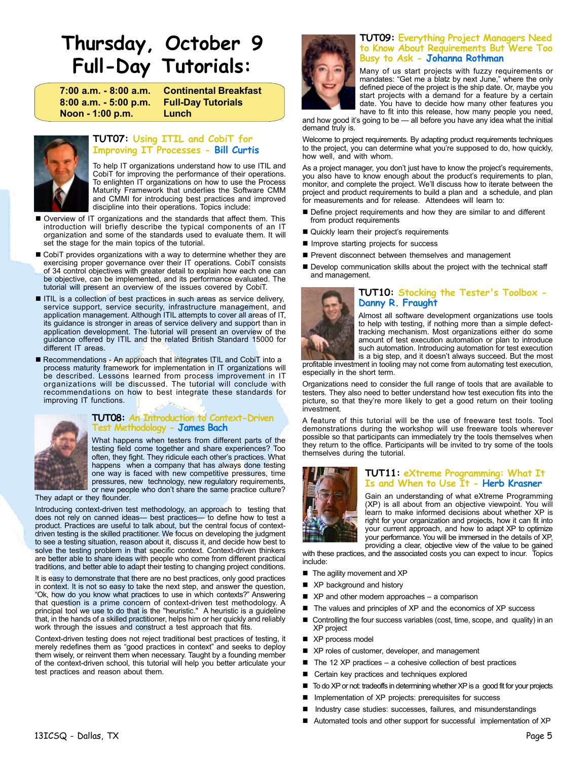# Thursday, October 9 Full-Day Tutorials:

| | |
|---|---|
| 7:00 a.m. - 8:00 a.m. | Continental Breakfast |
| 8:00 a.m. - 5:00 p.m. | Full-Day Tutorials |
| Noon - 1:00 p.m. | Lunch |

## TUT07: Using ITIL and CobiT for Improving IT Processes - Bill Curtis

To help IT organizations understand how to use ITIL and CobiT for improving the performance of their operations. To enlighten IT organizations on how to use the Process Maturity Framework that underlies the Software CMM and CMMI for introducing best practices and improved discipline into their operations. Topics include:

- Overview of IT organizations and the standards that affect them. This introduction will briefly describe the typical components of an IT organization and some of the standards used to evaluate them. It will set the stage for the main topics of the tutorial.
- CobiT provides organizations with a way to determine whether they are exercising proper governance over their IT operations. CobiT consists of 34 control objectives with greater detail to explain how each one can be objective, can be implemented, and its performance evaluated. The tutorial will present an overview of the issues covered by CobiT.
- ITIL is a collection of best practices in such areas as service delivery, service support, service security, infrastructure management, and application management. Although ITIL attempts to cover all areas of IT, its guidance is stronger in areas of service delivery and support than in application development. The tutorial will present an overview of the guidance offered by ITIL and the related British Standard 15000 for different IT areas.
- Recommendations - An approach that integrates ITIL and CobiT into a process maturity framework for implementation in IT organizations will be described. Lessons learned from process improvement in IT organizations will be discussed. The tutorial will conclude with recommendations on how to best integrate these standards for improving IT functions.

## TUT08: An Introduction to Context-Driven Test Methodology - James Bach

What happens when testers from different parts of the testing field come together and share experiences? Too often, they fight. They ridicule each other's practices. What happens when a company that has always done testing one way is faced with new competitive pressures, time pressures, new technology, new regulatory requirements, or new people who don't share the same practice culture? They adapt or they flounder.

Introducing context-driven test methodology, an approach to testing that does not rely on canned ideas— best practices— to define how to test a product. Practices are useful to talk about, but the central focus of context-driven testing is the skilled practitioner. We focus on developing the judgment to see a testing situation, reason about it, discuss it, and decide how best to solve the testing problem in that specific context. Context-driven thinkers are better able to share ideas with people who come from different practical traditions, and better able to adapt their testing to changing project conditions.

It is easy to demonstrate that there are no best practices, only good practices in context. It is not so easy to take the next step, and answer the question, "Ok, how do you know what practices to use in which contexts?" Answering that question is a prime concern of context-driven test methodology. A principal tool we use to do that is the "heuristic." A heuristic is a guideline that, in the hands of a skilled practitioner, helps him or her quickly and reliably work through the issues and construct a test approach that fits.

Context-driven testing does not reject traditional best practices of testing, it merely redefines them as "good practices in context" and seeks to deploy them wisely, or reinvent them when necessary. Taught by a founding member of the context-driven school, this tutorial will help you better articulate your test practices and reason about them.

## TUT09: Everything Project Managers Need to Know About Requirements But Were Too Busy to Ask - Johanna Rothman

Many of us start projects with fuzzy requirements or mandates: "Get me a blatz by next June," where the only defined piece of the project is the ship date. Or, maybe you start projects with a demand for a feature by a certain date. You have to decide how many other features you have to fit into this release, how many people you need, and how good it's going to be — all before you have any idea what the initial demand truly is.

Welcome to project requirements. By adapting product requirements techniques to the project, you can determine what you're supposed to do, how quickly, how well, and with whom.

As a project manager, you don't just have to know the project's requirements, you also have to know enough about the product's requirements to plan, monitor, and complete the project. We'll discuss how to iterate between the project and product requirements to build a plan and a schedule, and plan for measurements and for release. Attendees will learn to:

- Define project requirements and how they are similar to and different from product requirements
- Quickly learn their project's requirements
- Improve starting projects for success
- Prevent disconnect between themselves and management
- Develop communication skills about the project with the technical staff and management.

## TUT10: Stocking the Tester's Toolbox - Danny R. Fraught

Almost all software development organizations use tools to help with testing, if nothing more than a simple defect-tracking mechanism. Most organizations either do some amount of test execution automation or plan to introduce such automation. Introducing automation for test execution is a big step, and it doesn't always succeed. But the most profitable investment in tooling may not come from automating test execution, especially in the short term.

Organizations need to consider the full range of tools that are available to testers. They also need to better understand how test execution fits into the picture, so that they're more likely to get a good return on their tooling investment.

A feature of this tutorial will be the use of freeware test tools. Tool demonstrations during the workshop will use freeware tools wherever possible so that participants can immediately try the tools themselves when they return to the office. Participants will be invited to try some of the tools themselves during the tutorial.

## TUT11: eXtreme Programming: What It Is and When to Use It - Herb Krasner

Gain an understanding of what eXtreme Programming (XP) is all about from an objective viewpoint. You will learn to make informed decisions about whether XP is right for your organization and projects, how it can fit into your current approach, and how to adapt XP to optimize your performance. You will be immersed in the details of XP, providing a clear, objective view of the value to be gained with these practices, and the associated costs you can expect to incur. Topics include:

- The agility movement and XP
- XP background and history
- XP and other modern approaches – a comparison
- The values and principles of XP and the economics of XP success
- Controlling the four success variables (cost, time, scope, and quality) in an XP project
- XP process model
- XP roles of customer, developer, and management
- The 12 XP practices – a cohesive collection of best practices
- Certain key practices and techniques explored
- To do XP or not: tradeoffs in determining whether XP is a good fit for your projects
- Implementation of XP projects: prerequisites for success
- Industry case studies: successes, failures, and misunderstandings
- Automated tools and other support for successful implementation of XP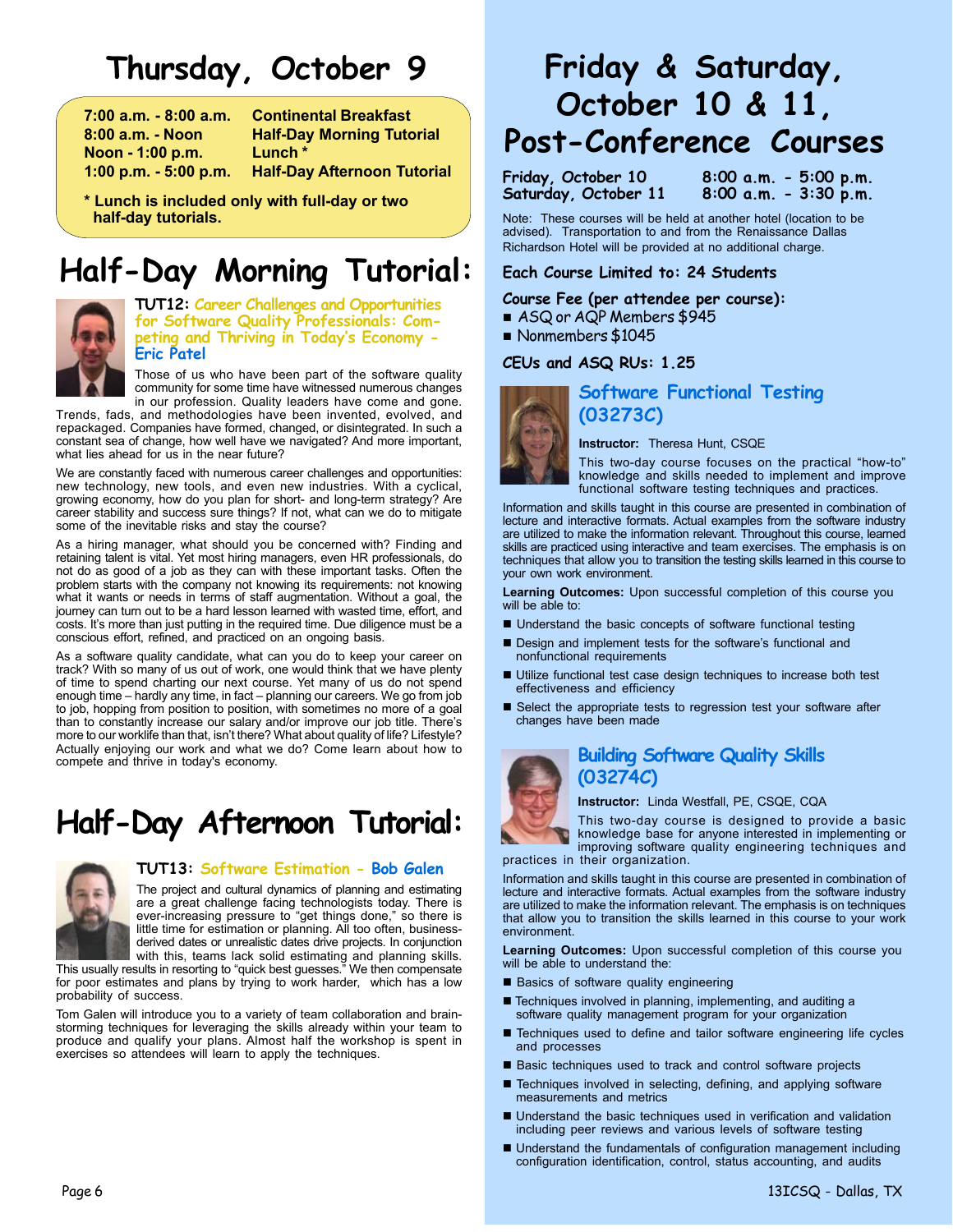# Thursday, October 9

| | |
|---|---|
| 7:00 a.m. - 8:00 a.m. | Continental Breakfast |
| 8:00 a.m. - Noon | Half-Day Morning Tutorial |
| Noon - 1:00 p.m. | Lunch * |
| 1:00 p.m. - 5:00 p.m. | Half-Day Afternoon Tutorial |

**\* Lunch is included only with full-day or two half-day tutorials.**

# Half-Day Morning Tutorial:

**TUT12: Career Challenges and Opportunities for Software Quality Professionals: Competing and Thriving in Today's Economy - Eric Patel**

Those of us who have been part of the software quality community for some time have witnessed numerous changes in our profession. Quality leaders have come and gone. Trends, fads, and methodologies have been invented, evolved, and repackaged. Companies have formed, changed, or disintegrated. In such a constant sea of change, how well have we navigated? And more important, what lies ahead for us in the near future?

We are constantly faced with numerous career challenges and opportunities: new technology, new tools, and even new industries. With a cyclical, growing economy, how do you plan for short- and long-term strategy? Are career stability and success sure things? If not, what can we do to mitigate some of the inevitable risks and stay the course?

As a hiring manager, what should you be concerned with? Finding and retaining talent is vital. Yet most hiring managers, even HR professionals, do not do as good of a job as they can with these important tasks. Often the problem starts with the company not knowing its requirements: not knowing what it wants or needs in terms of staff augmentation. Without a goal, the journey can turn out to be a hard lesson learned with wasted time, effort, and costs. It's more than just putting in the required time. Due diligence must be a conscious effort, refined, and practiced on an ongoing basis.

As a software quality candidate, what can you do to keep your career on track? With so many of us out of work, one would think that we have plenty of time to spend charting our next course. Yet many of us do not spend enough time – hardly any time, in fact – planning our careers. We go from job to job, hopping from position to position, with sometimes no more of a goal than to constantly increase our salary and/or improve our job title. There's more to our worklife than that, isn't there? What about quality of life? Lifestyle? Actually enjoying our work and what we do? Come learn about how to compete and thrive in today's economy.

# Half-Day Afternoon Tutorial:

**TUT13: Software Estimation - Bob Galen**

The project and cultural dynamics of planning and estimating are a great challenge facing technologists today. There is ever-increasing pressure to "get things done," so there is little time for estimation or planning. All too often, business-derived dates or unrealistic dates drive projects. In conjunction with this, teams lack solid estimating and planning skills. This usually results in resorting to "quick best guesses." We then compensate for poor estimates and plans by trying to work harder, which has a low probability of success.

Tom Galen will introduce you to a variety of team collaboration and brainstorming techniques for leveraging the skills already within your team to produce and qualify your plans. Almost half the workshop is spent in exercises so attendees will learn to apply the techniques.

# Friday & Saturday, October 10 & 11, Post-Conference Courses

| | |
|---|---|
| **Friday, October 10** | **8:00 a.m. - 5:00 p.m.** |
| **Saturday, October 11** | **8:00 a.m. - 3:30 p.m.** |

Note: These courses will be held at another hotel (location to be advised). Transportation to and from the Renaissance Dallas Richardson Hotel will be provided at no additional charge.

**Each Course Limited to: 24 Students**

**Course Fee (per attendee per course):**

- ASQ or AQP Members $945
- Nonmembers $1045

**CEUs and ASQ RUs: 1.25**

## Software Functional Testing (03273C)

**Instructor:** Theresa Hunt, CSQE

This two-day course focuses on the practical "how-to" knowledge and skills needed to implement and improve functional software testing techniques and practices.

Information and skills taught in this course are presented in combination of lecture and interactive formats. Actual examples from the software industry are utilized to make the information relevant. Throughout this course, learned skills are practiced using interactive and team exercises. The emphasis is on techniques that allow you to transition the testing skills learned in this course to your own work environment.

**Learning Outcomes:** Upon successful completion of this course you will be able to:

- Understand the basic concepts of software functional testing
- Design and implement tests for the software's functional and nonfunctional requirements
- Utilize functional test case design techniques to increase both test effectiveness and efficiency
- Select the appropriate tests to regression test your software after changes have been made

## Building Software Quality Skills (03274C)

**Instructor:** Linda Westfall, PE, CSQE, CQA

This two-day course is designed to provide a basic knowledge base for anyone interested in implementing or improving software quality engineering techniques and practices in their organization.

Information and skills taught in this course are presented in combination of lecture and interactive formats. Actual examples from the software industry are utilized to make the information relevant. The emphasis is on techniques that allow you to transition the skills learned in this course to your work environment.

**Learning Outcomes:** Upon successful completion of this course you will be able to understand the:

- Basics of software quality engineering
- Techniques involved in planning, implementing, and auditing a software quality management program for your organization
- Techniques used to define and tailor software engineering life cycles and processes
- Basic techniques used to track and control software projects
- Techniques involved in selecting, defining, and applying software measurements and metrics
- Understand the basic techniques used in verification and validation including peer reviews and various levels of software testing
- Understand the fundamentals of configuration management including configuration identification, control, status accounting, and audits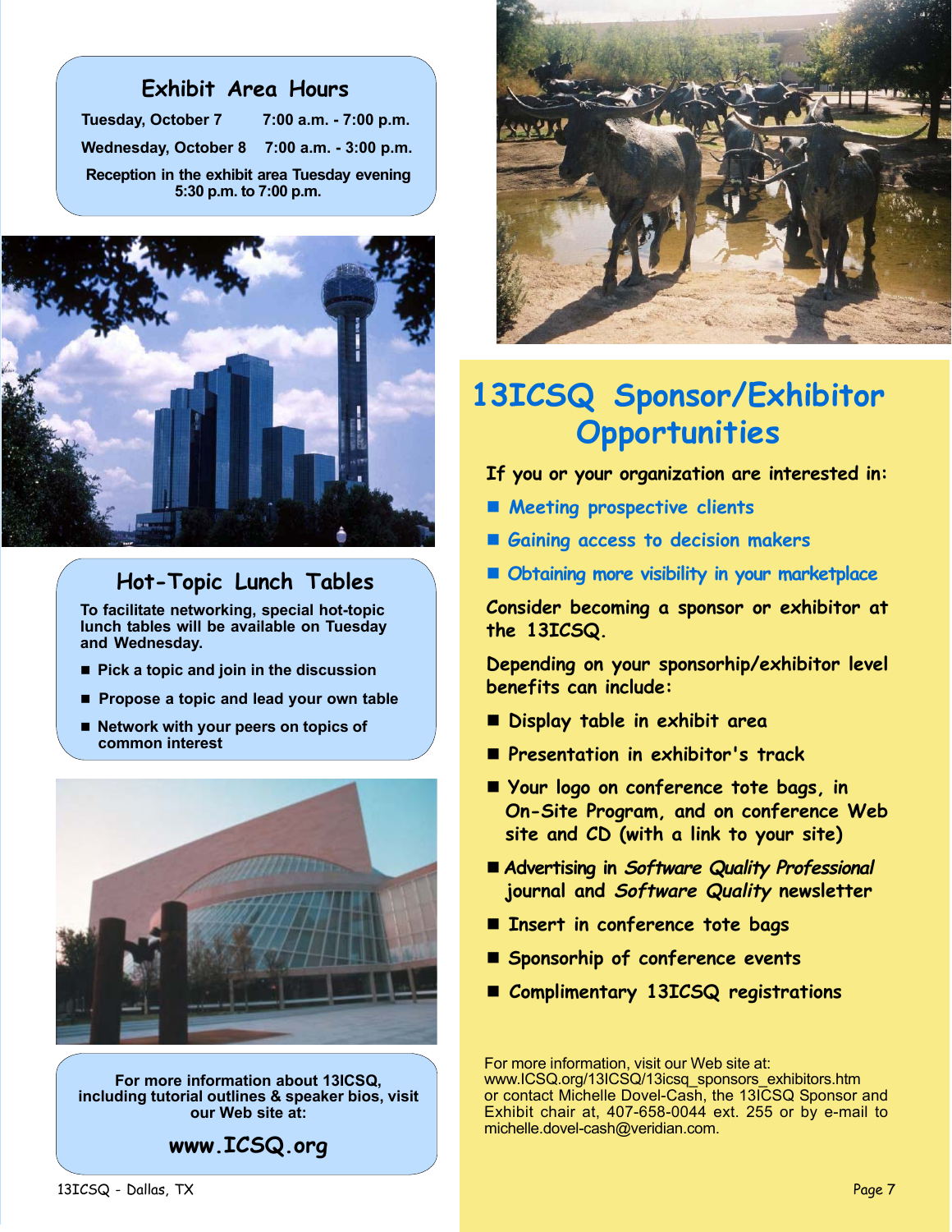## Exhibit Area Hours

**Tuesday, October 7** **7:00 a.m. - 7:00 p.m.**

**Wednesday, October 8** **7:00 a.m. - 3:00 p.m.**

**Reception in the exhibit area Tuesday evening 5:30 p.m. to 7:00 p.m.**

## Hot-Topic Lunch Tables

**To facilitate networking, special hot-topic lunch tables will be available on Tuesday and Wednesday.**

- **Pick a topic and join in the discussion**
- **Propose a topic and lead your own table**
- **Network with your peers on topics of common interest**

**For more information about 13ICSQ, including tutorial outlines & speaker bios, visit our Web site at:**

**www.ICSQ.org**

# 13ICSQ Sponsor/Exhibitor Opportunities

**If you or your organization are interested in:**

- **Meeting prospective clients**
- **Gaining access to decision makers**
- **Obtaining more visibility in your marketplace**

**Consider becoming a sponsor or exhibitor at the 13ICSQ.**

**Depending on your sponsorhip/exhibitor level benefits can include:**

- **Display table in exhibit area**
- **Presentation in exhibitor's track**
- **Your logo on conference tote bags, in On-Site Program, and on conference Web site and CD (with a link to your site)**
- **Advertising in *Software Quality Professional* journal and *Software Quality* newsletter**
- **Insert in conference tote bags**
- **Sponsorhip of conference events**
- **Complimentary 13ICSQ registrations**

For more information, visit our Web site at: www.ICSQ.org/13ICSQ/13icsq_sponsors_exhibitors.htm or contact Michelle Dovel-Cash, the 13ICSQ Sponsor and Exhibit chair at, 407-658-0044 ext. 255 or by e-mail to michelle.dovel-cash@veridian.com.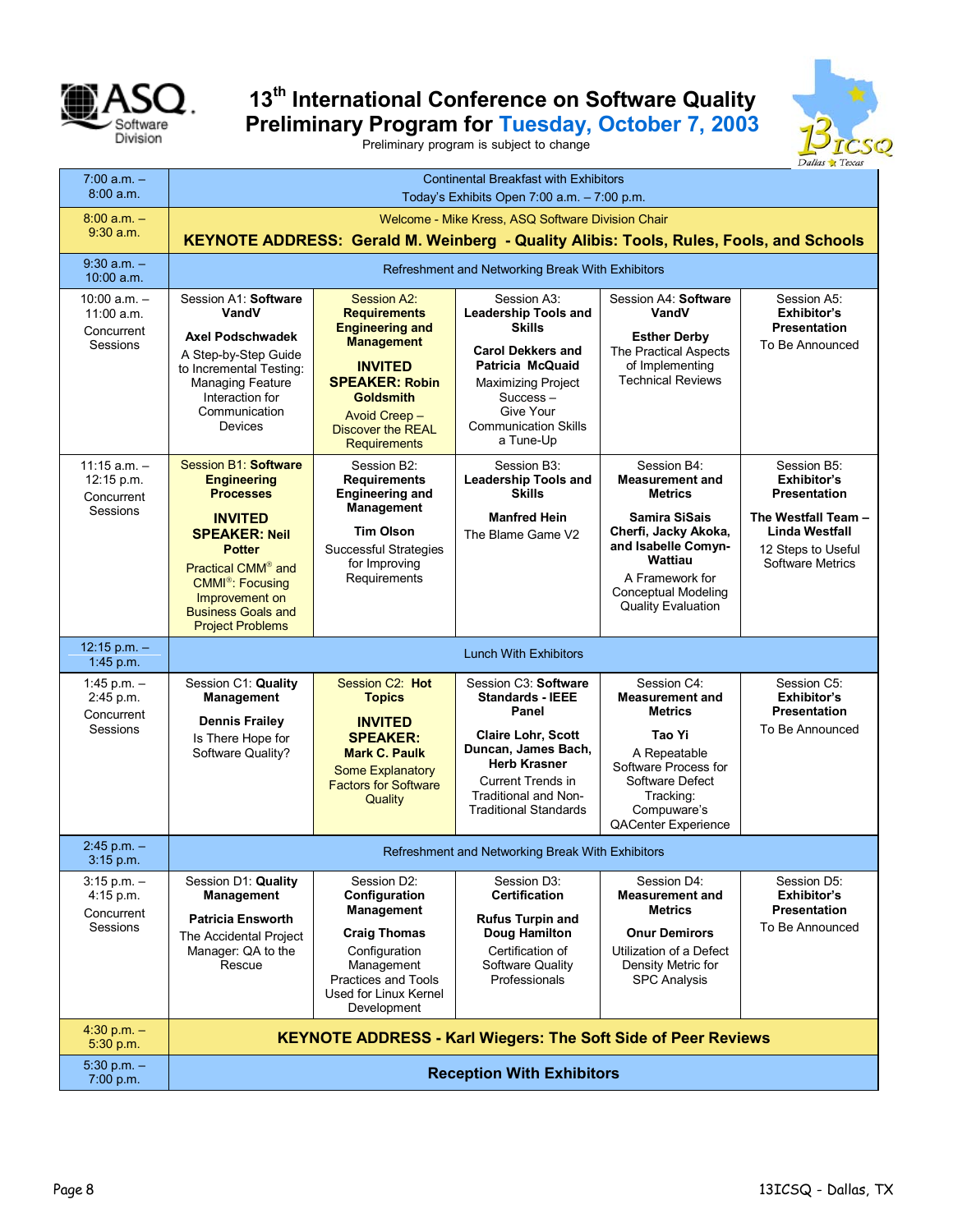# 13th International Conference on Software Quality
## Preliminary Program for Tuesday, October 7, 2003

Preliminary program is subject to change

| Time | | | | | |
|---|---|---|---|---|---|
| 7:00 a.m. – 8:00 a.m. | Continental Breakfast with Exhibitors<br>Today's Exhibits Open 7:00 a.m. – 7:00 p.m. | | | | |
| 8:00 a.m. – 9:30 a.m. | Welcome - Mike Kress, ASQ Software Division Chair<br>**KEYNOTE ADDRESS: Gerald M. Weinberg - Quality Alibis: Tools, Rules, Fools, and Schools** | | | | |
| 9:30 a.m. – 10:00 a.m. | Refreshment and Networking Break With Exhibitors | | | | |
| 10:00 a.m. – 11:00 a.m. Concurrent Sessions | Session A1: **Software VandV**<br>**Axel Podschwadek**<br>A Step-by-Step Guide to Incremental Testing: Managing Feature Interaction for Communication Devices | Session A2: **Requirements Engineering and Management**<br>**INVITED SPEAKER: Robin Goldsmith**<br>Avoid Creep – Discover the REAL Requirements | Session A3: **Leadership Tools and Skills**<br>**Carol Dekkers and Patricia McQuaid**<br>Maximizing Project Success – Give Your Communication Skills a Tune-Up | Session A4: **Software VandV**<br>**Esther Derby**<br>The Practical Aspects of Implementing Technical Reviews | Session A5: **Exhibitor's Presentation**<br>To Be Announced |
| 11:15 a.m. – 12:15 p.m. Concurrent Sessions | Session B1: **Software Engineering Processes**<br>**INVITED SPEAKER: Neil Potter**<br>Practical CMM® and CMMI®: Focusing Improvement on Business Goals and Project Problems | Session B2: **Requirements Engineering and Management**<br>**Tim Olson**<br>Successful Strategies for Improving Requirements | Session B3: **Leadership Tools and Skills**<br>**Manfred Hein**<br>The Blame Game V2 | Session B4: **Measurement and Metrics**<br>**Samira SiSais Cherfi, Jacky Akoka, and Isabelle Comyn-Wattiau**<br>A Framework for Conceptual Modeling Quality Evaluation | Session B5: **Exhibitor's Presentation**<br>**The Westfall Team – Linda Westfall**<br>12 Steps to Useful Software Metrics |
| 12:15 p.m. – 1:45 p.m. | Lunch With Exhibitors | | | | |
| 1:45 p.m. – 2:45 p.m. Concurrent Sessions | Session C1: **Quality Management**<br>**Dennis Frailey**<br>Is There Hope for Software Quality? | Session C2: **Hot Topics**<br>**INVITED SPEAKER: Mark C. Paulk**<br>Some Explanatory Factors for Software Quality | Session C3: **Software Standards - IEEE Panel**<br>**Claire Lohr, Scott Duncan, James Bach, Herb Krasner**<br>Current Trends in Traditional and Non-Traditional Standards | Session C4: **Measurement and Metrics**<br>**Tao Yi**<br>A Repeatable Software Process for Software Defect Tracking: Compuware's QACenter Experience | Session C5: **Exhibitor's Presentation**<br>To Be Announced |
| 2:45 p.m. – 3:15 p.m. | Refreshment and Networking Break With Exhibitors | | | | |
| 3:15 p.m. – 4:15 p.m. Concurrent Sessions | Session D1: **Quality Management**<br>**Patricia Ensworth**<br>The Accidental Project Manager: QA to the Rescue | Session D2: **Configuration Management**<br>**Craig Thomas**<br>Configuration Management Practices and Tools Used for Linux Kernel Development | Session D3: **Certification**<br>**Rufus Turpin and Doug Hamilton**<br>Certification of Software Quality Professionals | Session D4: **Measurement and Metrics**<br>**Onur Demirors**<br>Utilization of a Defect Density Metric for SPC Analysis | Session D5: **Exhibitor's Presentation**<br>To Be Announced |
| 4:30 p.m. – 5:30 p.m. | **KEYNOTE ADDRESS - Karl Wiegers: The Soft Side of Peer Reviews** | | | | |
| 5:30 p.m. – 7:00 p.m. | **Reception With Exhibitors** | | | | |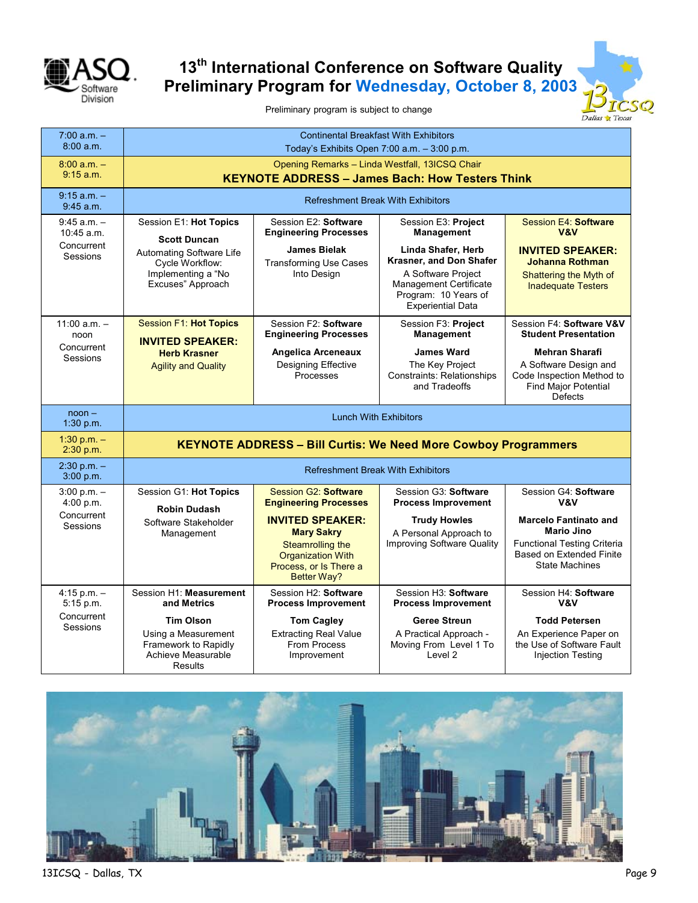# 13th International Conference on Software Quality
## Preliminary Program for Wednesday, October 8, 2003

Preliminary program is subject to change

| Time | | | | |
|---|---|---|---|---|
| 7:00 a.m. – 8:00 a.m. | Continental Breakfast With Exhibitors<br>Today's Exhibits Open 7:00 a.m. – 3:00 p.m. | | | |
| 8:00 a.m. – 9:15 a.m. | Opening Remarks – Linda Westfall, 13ICSQ Chair<br>**KEYNOTE ADDRESS – James Bach: How Testers Think** | | | |
| 9:15 a.m. – 9:45 a.m. | Refreshment Break With Exhibitors | | | |
| 9:45 a.m. – 10:45 a.m.<br>Concurrent Sessions | Session E1: **Hot Topics**<br>**Scott Duncan**<br>Automating Software Life Cycle Workflow: Implementing a "No Excuses" Approach | Session E2: **Software Engineering Processes**<br>**James Bielak**<br>Transforming Use Cases Into Design | Session E3: **Project Management**<br>**Linda Shafer, Herb Krasner, and Don Shafer**<br>A Software Project Management Certificate Program: 10 Years of Experiential Data | Session E4: **Software V&V**<br>**INVITED SPEAKER: Johanna Rothman**<br>Shattering the Myth of Inadequate Testers |
| 11:00 a.m. – noon<br>Concurrent Sessions | Session F1: **Hot Topics**<br>**INVITED SPEAKER: Herb Krasner**<br>Agility and Quality | Session F2: **Software Engineering Processes**<br>**Angelica Arceneaux**<br>Designing Effective Processes | Session F3: **Project Management**<br>**James Ward**<br>The Key Project Constraints: Relationships and Tradeoffs | Session F4: **Software V&V Student Presentation**<br>**Mehran Sharafi**<br>A Software Design and Code Inspection Method to Find Major Potential Defects |
| noon – 1:30 p.m. | Lunch With Exhibitors | | | |
| 1:30 p.m. – 2:30 p.m. | **KEYNOTE ADDRESS – Bill Curtis: We Need More Cowboy Programmers** | | | |
| 2:30 p.m. – 3:00 p.m. | Refreshment Break With Exhibitors | | | |
| 3:00 p.m. – 4:00 p.m.<br>Concurrent Sessions | Session G1: **Hot Topics**<br>**Robin Dudash**<br>Software Stakeholder Management | Session G2: **Software Engineering Processes**<br>**INVITED SPEAKER: Mary Sakry**<br>Steamrolling the Organization With Process, or Is There a Better Way? | Session G3: **Software Process Improvement**<br>**Trudy Howles**<br>A Personal Approach to Improving Software Quality | Session G4: **Software V&V**<br>**Marcelo Fantinato and Mario Jino**<br>Functional Testing Criteria Based on Extended Finite State Machines |
| 4:15 p.m. – 5:15 p.m.<br>Concurrent Sessions | Session H1: **Measurement and Metrics**<br>**Tim Olson**<br>Using a Measurement Framework to Rapidly Achieve Measurable Results | Session H2: **Software Process Improvement**<br>**Tom Cagley**<br>Extracting Real Value From Process Improvement | Session H3: **Software Process Improvement**<br>**Geree Streun**<br>A Practical Approach - Moving From Level 1 To Level 2 | Session H4: **Software V&V**<br>**Todd Petersen**<br>An Experience Paper on the Use of Software Fault Injection Testing |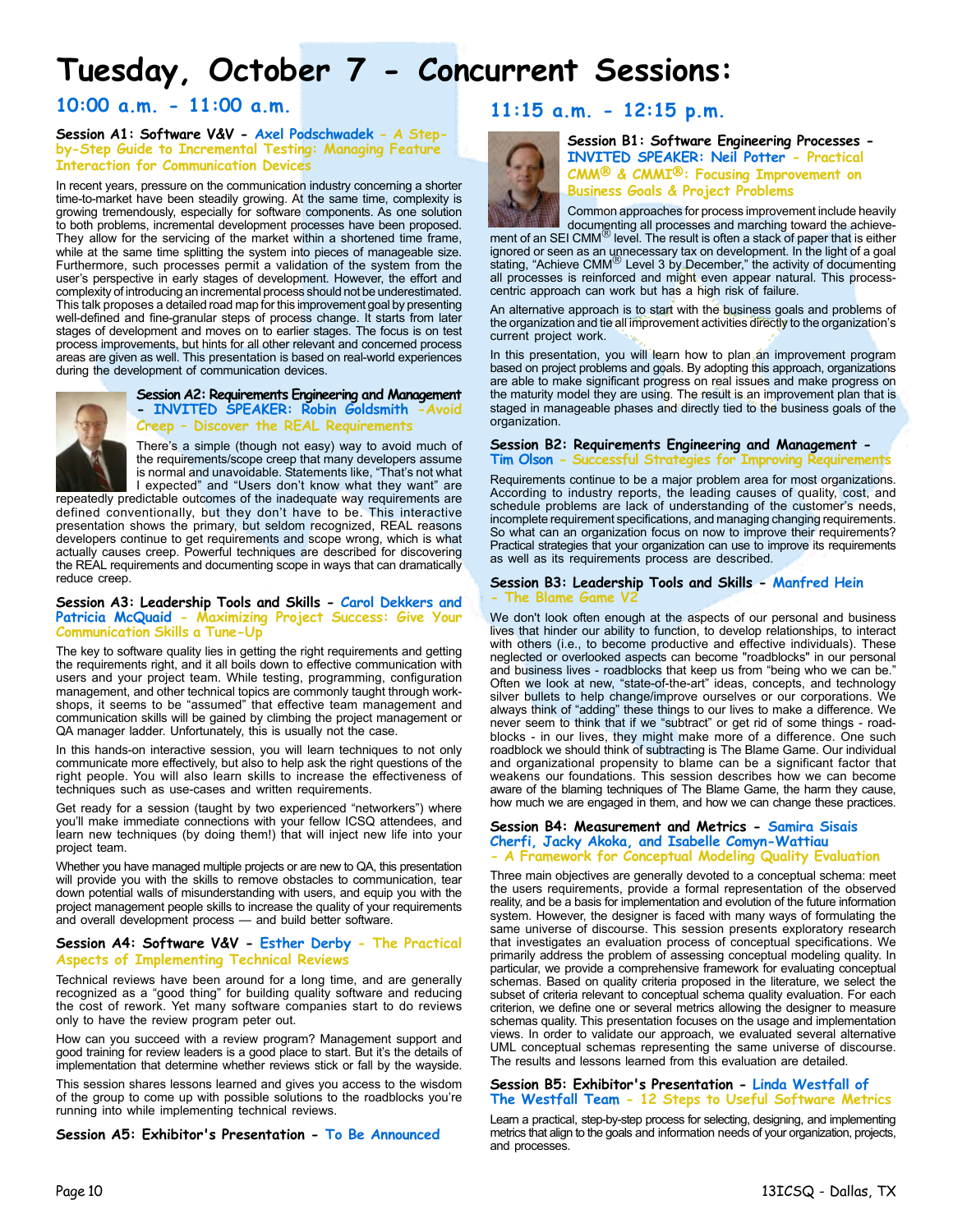# Tuesday, October 7 - Concurrent Sessions:

## 10:00 a.m. - 11:00 a.m.

### Session A1: Software V&V - Axel Podschwadek - A Step-by-Step Guide to Incremental Testing: Managing Feature Interaction for Communication Devices

In recent years, pressure on the communication industry concerning a shorter time-to-market have been steadily growing. At the same time, complexity is growing tremendously, especially for software components. As one solution to both problems, incremental development processes have been proposed. They allow for the servicing of the market within a shortened time frame, while at the same time splitting the system into pieces of manageable size. Furthermore, such processes permit a validation of the system from the user's perspective in early stages of development. However, the effort and complexity of introducing an incremental process should not be underestimated. This talk proposes a detailed road map for this improvement goal by presenting well-defined and fine-granular steps of process change. It starts from later stages of development and moves on to earlier stages. The focus is on test process improvements, but hints for all other relevant and concerned process areas are given as well. This presentation is based on real-world experiences during the development of communication devices.

### Session A2: Requirements Engineering and Management - INVITED SPEAKER: Robin Goldsmith - Avoid Creep – Discover the REAL Requirements

There's a simple (though not easy) way to avoid much of the requirements/scope creep that many developers assume is normal and unavoidable. Statements like, "That's not what I expected" and "Users don't know what they want" are repeatedly predictable outcomes of the inadequate way requirements are defined conventionally, but they don't have to be. This interactive presentation shows the primary, but seldom recognized, REAL reasons developers continue to get requirements and scope wrong, which is what actually causes creep. Powerful techniques are described for discovering the REAL requirements and documenting scope in ways that can dramatically reduce creep.

### Session A3: Leadership Tools and Skills - Carol Dekkers and Patricia McQuaid - Maximizing Project Success: Give Your Communication Skills a Tune-Up

The key to software quality lies in getting the right requirements and getting the requirements right, and it all boils down to effective communication with users and your project team. While testing, programming, configuration management, and other technical topics are commonly taught through workshops, it seems to be "assumed" that effective team management and communication skills will be gained by climbing the project management or QA manager ladder. Unfortunately, this is usually not the case.

In this hands-on interactive session, you will learn techniques to not only communicate more effectively, but also to help ask the right questions of the right people. You will also learn skills to increase the effectiveness of techniques such as use-cases and written requirements.

Get ready for a session (taught by two experienced "networkers") where you'll make immediate connections with your fellow ICSQ attendees, and learn new techniques (by doing them!) that will inject new life into your project team.

Whether you have managed multiple projects or are new to QA, this presentation will provide you with the skills to remove obstacles to communication, tear down potential walls of misunderstanding with users, and equip you with the project management people skills to increase the quality of your requirements and overall development process — and build better software.

### Session A4: Software V&V - Esther Derby - The Practical Aspects of Implementing Technical Reviews

Technical reviews have been around for a long time, and are generally recognized as a "good thing" for building quality software and reducing the cost of rework. Yet many software companies start to do reviews only to have the review program peter out.

How can you succeed with a review program? Management support and good training for review leaders is a good place to start. But it's the details of implementation that determine whether reviews stick or fall by the wayside.

This session shares lessons learned and gives you access to the wisdom of the group to come up with possible solutions to the roadblocks you're running into while implementing technical reviews.

### Session A5: Exhibitor's Presentation - To Be Announced

## 11:15 a.m. - 12:15 p.m.

### Session B1: Software Engineering Processes - INVITED SPEAKER: Neil Potter - Practical CMM® & CMMI®: Focusing Improvement on Business Goals & Project Problems

Common approaches for process improvement include heavily documenting all processes and marching toward the achievement of an SEI CMM® level. The result is often a stack of paper that is either ignored or seen as an unnecessary tax on development. In the light of a goal stating, "Achieve CMM® Level 3 by December," the activity of documenting all processes is reinforced and might even appear natural. This process-centric approach can work but has a high risk of failure.

An alternative approach is to start with the business goals and problems of the organization and tie all improvement activities directly to the organization's current project work.

In this presentation, you will learn how to plan an improvement program based on project problems and goals. By adopting this approach, organizations are able to make significant progress on real issues and make progress on the maturity model they are using. The result is an improvement plan that is staged in manageable phases and directly tied to the business goals of the organization.

### Session B2: Requirements Engineering and Management - Tim Olson - Successful Strategies for Improving Requirements

Requirements continue to be a major problem area for most organizations. According to industry reports, the leading causes of quality, cost, and schedule problems are lack of understanding of the customer's needs, incomplete requirement specifications, and managing changing requirements. So what can an organization focus on now to improve their requirements? Practical strategies that your organization can use to improve its requirements as well as its requirements process are described.

### Session B3: Leadership Tools and Skills - Manfred Hein - The Blame Game V2

We don't look often enough at the aspects of our personal and business lives that hinder our ability to function, to develop relationships, to interact with others (i.e., to become productive and effective individuals). These neglected or overlooked aspects can become "roadblocks" in our personal and business lives - roadblocks that keep us from "being who we can be." Often we look at new, "state-of-the-art" ideas, concepts, and technology silver bullets to help change/improve ourselves or our corporations. We always think of "adding" these things to our lives to make a difference. We never seem to think that if we "subtract" or get rid of some things - roadblocks - in our lives, they might make more of a difference. One such roadblock we should think of subtracting is The Blame Game. Our individual and organizational propensity to blame can be a significant factor that weakens our foundations. This session describes how we can become aware of the blaming techniques of The Blame Game, the harm they cause, how much we are engaged in them, and how we can change these practices.

### Session B4: Measurement and Metrics - Samira Sisais Cherfi, Jacky Akoka, and Isabelle Comyn-Wattiau - A Framework for Conceptual Modeling Quality Evaluation

Three main objectives are generally devoted to a conceptual schema: meet the users requirements, provide a formal representation of the observed reality, and be a basis for implementation and evolution of the future information system. However, the designer is faced with many ways of formulating the same universe of discourse. This session presents exploratory research that investigates an evaluation process of conceptual specifications. We primarily address the problem of assessing conceptual modeling quality. In particular, we provide a comprehensive framework for evaluating conceptual schemas. Based on quality criteria proposed in the literature, we select the subset of criteria relevant to conceptual schema quality evaluation. For each criterion, we define one or several metrics allowing the designer to measure schemas quality. This presentation focuses on the usage and implementation views. In order to validate our approach, we evaluated several alternative UML conceptual schemas representing the same universe of discourse. The results and lessons learned from this evaluation are detailed.

### Session B5: Exhibitor's Presentation - Linda Westfall of The Westfall Team - 12 Steps to Useful Software Metrics

Learn a practical, step-by-step process for selecting, designing, and implementing metrics that align to the goals and information needs of your organization, projects, and processes.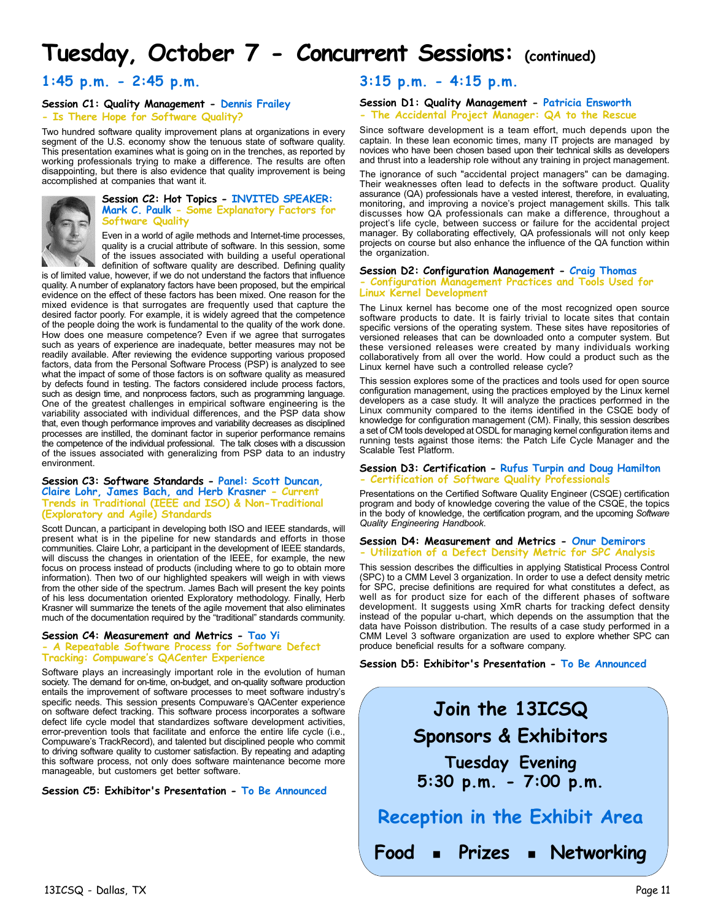# Tuesday, October 7 - Concurrent Sessions: (continued)

## 1:45 p.m. - 2:45 p.m.

### Session C1: Quality Management - Dennis Frailey - Is There Hope for Software Quality?

Two hundred software quality improvement plans at organizations in every segment of the U.S. economy show the tenuous state of software quality. This presentation examines what is going on in the trenches, as reported by working professionals trying to make a difference. The results are often disappointing, but there is also evidence that quality improvement is being accomplished at companies that want it.

### Session C2: Hot Topics - INVITED SPEAKER: Mark C. Paulk - Some Explanatory Factors for Software Quality

Even in a world of agile methods and Internet-time processes, quality is a crucial attribute of software. In this session, some of the issues associated with building a useful operational definition of software quality are described. Defining quality is of limited value, however, if we do not understand the factors that influence quality. A number of explanatory factors have been proposed, but the empirical evidence on the effect of these factors has been mixed. One reason for the mixed evidence is that surrogates are frequently used that capture the desired factor poorly. For example, it is widely agreed that the competence of the people doing the work is fundamental to the quality of the work done. How does one measure competence? Even if we agree that surrogates such as years of experience are inadequate, better measures may not be readily available. After reviewing the evidence supporting various proposed factors, data from the Personal Software Process (PSP) is analyzed to see what the impact of some of those factors is on software quality as measured by defects found in testing. The factors considered include process factors, such as design time, and nonprocess factors, such as programming language. One of the greatest challenges in empirical software engineering is the variability associated with individual differences, and the PSP data show that, even though performance improves and variability decreases as disciplined processes are instilled, the dominant factor in superior performance remains the competence of the individual professional. The talk closes with a discussion of the issues associated with generalizing from PSP data to an industry environment.

### Session C3: Software Standards - Panel: Scott Duncan, Claire Lohr, James Bach, and Herb Krasner - Current Trends in Traditional (IEEE and ISO) & Non-Traditional (Exploratory and Agile) Standards

Scott Duncan, a participant in developing both ISO and IEEE standards, will present what is in the pipeline for new standards and efforts in those communities. Claire Lohr, a participant in the development of IEEE standards, will discuss the changes in orientation of the IEEE, for example, the new focus on process instead of products (including where to go to obtain more information). Then two of our highlighted speakers will weigh in with views from the other side of the spectrum. James Bach will present the key points of his less documentation oriented Exploratory methodology. Finally, Herb Krasner will summarize the tenets of the agile movement that also eliminates much of the documentation required by the "traditional" standards community.

### Session C4: Measurement and Metrics - Tao Yi - A Repeatable Software Process for Software Defect Tracking: Compuware's QACenter Experience

Software plays an increasingly important role in the evolution of human society. The demand for on-time, on-budget, and on-quality software production entails the improvement of software processes to meet software industry's specific needs. This session presents Compuware's QACenter experience on software defect tracking. This software process incorporates a software defect life cycle model that standardizes software development activities, error-prevention tools that facilitate and enforce the entire life cycle (i.e., Compuware's TrackRecord), and talented but disciplined people who commit to driving software quality to customer satisfaction. By repeating and adapting this software process, not only does software maintenance become more manageable, but customers get better software.

### Session C5: Exhibitor's Presentation - To Be Announced

## 3:15 p.m. - 4:15 p.m.

### Session D1: Quality Management - Patricia Ensworth - The Accidental Project Manager: QA to the Rescue

Since software development is a team effort, much depends upon the captain. In these lean economic times, many IT projects are managed by novices who have been chosen based upon their technical skills as developers and thrust into a leadership role without any training in project management.

The ignorance of such "accidental project managers" can be damaging. Their weaknesses often lead to defects in the software product. Quality assurance (QA) professionals have a vested interest, therefore, in evaluating, monitoring, and improving a novice's project management skills. This talk discusses how QA professionals can make a difference, throughout a project's life cycle, between success or failure for the accidental project manager. By collaborating effectively, QA professionals will not only keep projects on course but also enhance the influence of the QA function within the organization.

### Session D2: Configuration Management - Craig Thomas - Configuration Management Practices and Tools Used for Linux Kernel Development

The Linux kernel has become one of the most recognized open source software products to date. It is fairly trivial to locate sites that contain specific versions of the operating system. These sites have repositories of versioned releases that can be downloaded onto a computer system. But these versioned releases were created by many individuals working collaboratively from all over the world. How could a product such as the Linux kernel have such a controlled release cycle?

This session explores some of the practices and tools used for open source configuration management, using the practices employed by the Linux kernel developers as a case study. It will analyze the practices performed in the Linux community compared to the items identified in the CSQE body of knowledge for configuration management (CM). Finally, this session describes a set of CM tools developed at OSDL for managing kernel configuration items and running tests against those items: the Patch Life Cycle Manager and the Scalable Test Platform.

### Session D3: Certification - Rufus Turpin and Doug Hamilton - Certification of Software Quality Professionals

Presentations on the Certified Software Quality Engineer (CSQE) certification program and body of knowledge covering the value of the CSQE, the topics in the body of knowledge, the certification program, and the upcoming *Software Quality Engineering Handbook.*

### Session D4: Measurement and Metrics - Onur Demirors - Utilization of a Defect Density Metric for SPC Analysis

This session describes the difficulties in applying Statistical Process Control (SPC) to a CMM Level 3 organization. In order to use a defect density metric for SPC, precise definitions are required for what constitutes a defect, as well as for product size for each of the different phases of software development. It suggests using XmR charts for tracking defect density instead of the popular u-chart, which depends on the assumption that the data have Poisson distribution. The results of a case study performed in a CMM Level 3 software organization are used to explore whether SPC can produce beneficial results for a software company.

### Session D5: Exhibitor's Presentation - To Be Announced

**Join the 13ICSQ Sponsors & Exhibitors**

**Tuesday Evening**
**5:30 p.m. - 7:00 p.m.**

**Reception in the Exhibit Area**

**Food ▪ Prizes ▪ Networking**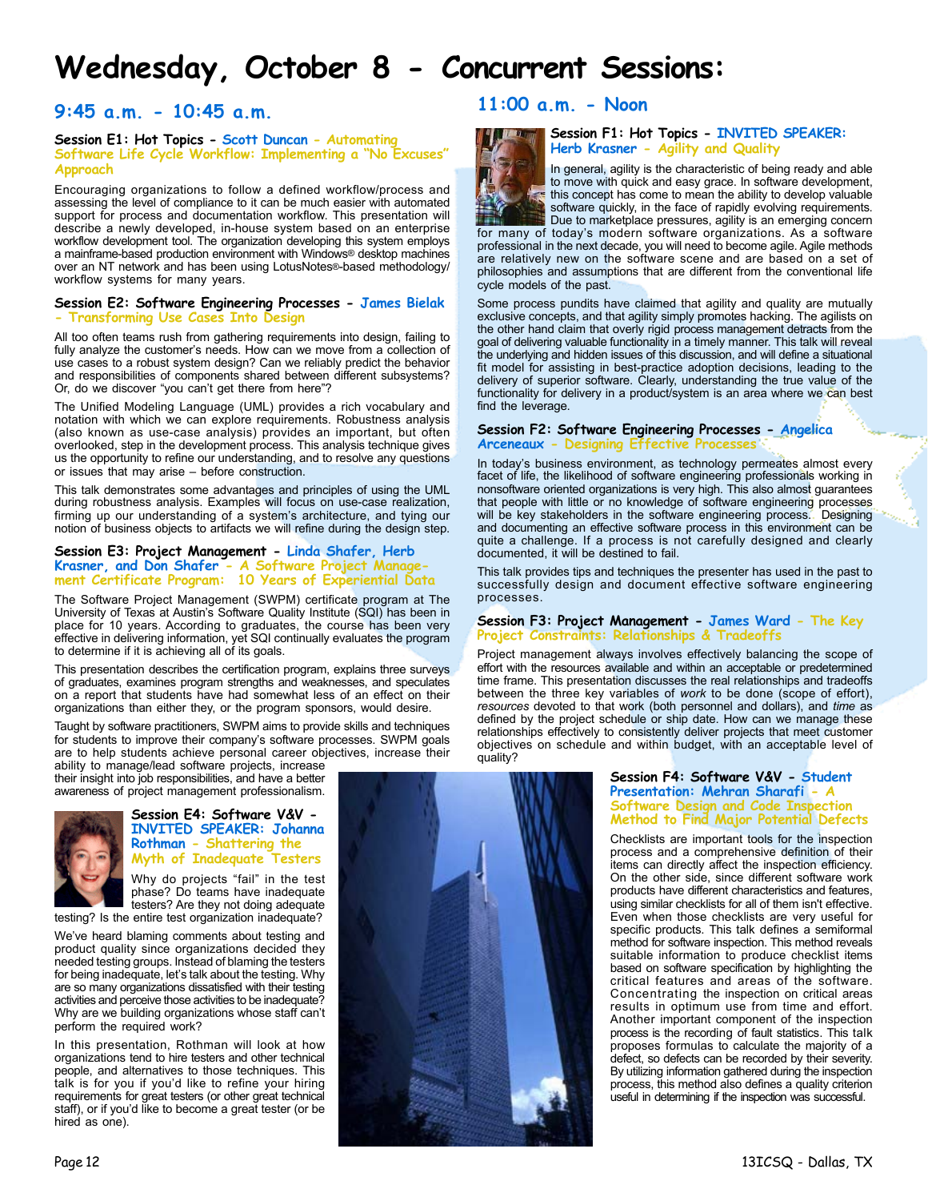# Wednesday, October 8 - Concurrent Sessions:

## 9:45 a.m. - 10:45 a.m.

### Session E1: Hot Topics - Scott Duncan - Automating Software Life Cycle Workflow: Implementing a "No Excuses" Approach

Encouraging organizations to follow a defined workflow/process and assessing the level of compliance to it can be much easier with automated support for process and documentation workflow. This presentation will describe a newly developed, in-house system based on an enterprise workflow development tool. The organization developing this system employs a mainframe-based production environment with Windows® desktop machines over an NT network and has been using LotusNotes®-based methodology/ workflow systems for many years.

### Session E2: Software Engineering Processes - James Bielak - Transforming Use Cases Into Design

All too often teams rush from gathering requirements into design, failing to fully analyze the customer's needs. How can we move from a collection of use cases to a robust system design? Can we reliably predict the behavior and responsibilities of components shared between different subsystems? Or, do we discover "you can't get there from here"?

The Unified Modeling Language (UML) provides a rich vocabulary and notation with which we can explore requirements. Robustness analysis (also known as use-case analysis) provides an important, but often overlooked, step in the development process. This analysis technique gives us the opportunity to refine our understanding, and to resolve any questions or issues that may arise – before construction.

This talk demonstrates some advantages and principles of using the UML during robustness analysis. Examples will focus on use-case realization, firming up our understanding of a system's architecture, and tying our notion of business objects to artifacts we will refine during the design step.

### Session E3: Project Management - Linda Shafer, Herb Krasner, and Don Shafer - A Software Project Management Certificate Program: 10 Years of Experiential Data

The Software Project Management (SWPM) certificate program at The University of Texas at Austin's Software Quality Institute (SQI) has been in place for 10 years. According to graduates, the course has been very effective in delivering information, yet SQI continually evaluates the program to determine if it is achieving all of its goals.

This presentation describes the certification program, explains three surveys of graduates, examines program strengths and weaknesses, and speculates on a report that students have had somewhat less of an effect on their organizations than either they, or the program sponsors, would desire.

Taught by software practitioners, SWPM aims to provide skills and techniques for students to improve their company's software processes. SWPM goals are to help students achieve personal career objectives, increase their ability to manage/lead software projects, increase their insight into job responsibilities, and have a better awareness of project management professionalism.

### Session E4: Software V&V - INVITED SPEAKER: Johanna Rothman - Shattering the Myth of Inadequate Testers

Why do projects "fail" in the test phase? Do teams have inadequate testers? Are they not doing adequate testing? Is the entire test organization inadequate?

We've heard blaming comments about testing and product quality since organizations decided they needed testing groups. Instead of blaming the testers for being inadequate, let's talk about the testing. Why are so many organizations dissatisfied with their testing activities and perceive those activities to be inadequate? Why are we building organizations whose staff can't perform the required work?

In this presentation, Rothman will look at how organizations tend to hire testers and other technical people, and alternatives to those techniques. This talk is for you if you'd like to refine your hiring requirements for great testers (or other great technical staff), or if you'd like to become a great tester (or be hired as one).

## 11:00 a.m. - Noon

### Session F1: Hot Topics - INVITED SPEAKER: Herb Krasner - Agility and Quality

In general, agility is the characteristic of being ready and able to move with quick and easy grace. In software development, this concept has come to mean the ability to develop valuable software quickly, in the face of rapidly evolving requirements. Due to marketplace pressures, agility is an emerging concern for many of today's modern software organizations. As a software professional in the next decade, you will need to become agile. Agile methods are relatively new on the software scene and are based on a set of philosophies and assumptions that are different from the conventional life cycle models of the past.

Some process pundits have claimed that agility and quality are mutually exclusive concepts, and that agility simply promotes hacking. The agilists on the other hand claim that overly rigid process management detracts from the goal of delivering valuable functionality in a timely manner. This talk will reveal the underlying and hidden issues of this discussion, and will define a situational fit model for assisting in best-practice adoption decisions, leading to the delivery of superior software. Clearly, understanding the true value of the functionality for delivery in a product/system is an area where we can best find the leverage.

### Session F2: Software Engineering Processes - Angelica Arceneaux - Designing Effective Processes

In today's business environment, as technology permeates almost every facet of life, the likelihood of software engineering professionals working in nonsoftware oriented organizations is very high. This also almost guarantees that people with little or no knowledge of software engineering processes will be key stakeholders in the software engineering process. Designing and documenting an effective software process in this environment can be quite a challenge. If a process is not carefully designed and clearly documented, it will be destined to fail.

This talk provides tips and techniques the presenter has used in the past to successfully design and document effective software engineering processes.

### Session F3: Project Management - James Ward - The Key Project Constraints: Relationships & Tradeoffs

Project management always involves effectively balancing the scope of effort with the resources available and within an acceptable or predetermined time frame. This presentation discusses the real relationships and tradeoffs between the three key variables of *work* to be done (scope of effort), *resources* devoted to that work (both personnel and dollars), and *time* as defined by the project schedule or ship date. How can we manage these relationships effectively to consistently deliver projects that meet customer objectives on schedule and within budget, with an acceptable level of quality?

### Session F4: Software V&V - Student Presentation: Mehran Sharafi - A Software Design and Code Inspection Method to Find Major Potential Defects

Checklists are important tools for the inspection process and a comprehensive definition of their items can directly affect the inspection efficiency. On the other side, since different software work products have different characteristics and features, using similar checklists for all of them isn't effective. Even when those checklists are very useful for specific products. This talk defines a semiformal method for software inspection. This method reveals suitable information to produce checklist items based on software specification by highlighting the critical features and areas of the software. Concentrating the inspection on critical areas results in optimum use from time and effort. Another important component of the inspection process is the recording of fault statistics. This talk proposes formulas to calculate the majority of a defect, so defects can be recorded by their severity. By utilizing information gathered during the inspection process, this method also defines a quality criterion useful in determining if the inspection was successful.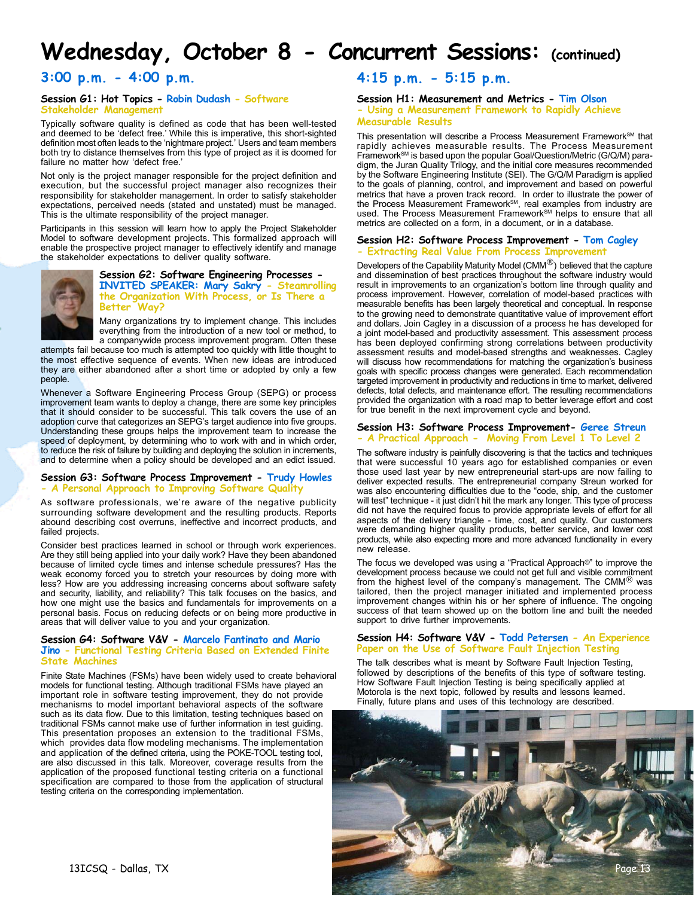# Wednesday, October 8 - Concurrent Sessions: (continued)

## 3:00 p.m. - 4:00 p.m.

### Session G1: Hot Topics - Robin Dudash - Software Stakeholder Management

Typically software quality is defined as code that has been well-tested and deemed to be 'defect free.' While this is imperative, this short-sighted definition most often leads to the 'nightmare project.' Users and team members both try to distance themselves from this type of project as it is doomed for failure no matter how 'defect free.'

Not only is the project manager responsible for the project definition and execution, but the successful project manager also recognizes their responsibility for stakeholder management. In order to satisfy stakeholder expectations, perceived needs (stated and unstated) must be managed. This is the ultimate responsibility of the project manager.

Participants in this session will learn how to apply the Project Stakeholder Model to software development projects. This formalized approach will enable the prospective project manager to effectively identify and manage the stakeholder expectations to deliver quality software.

### Session G2: Software Engineering Processes - INVITED SPEAKER: Mary Sakry - Steamrolling the Organization With Process, or Is There a Better Way?

Many organizations try to implement change. This includes everything from the introduction of a new tool or method, to a companywide process improvement program. Often these attempts fail because too much is attempted too quickly with little thought to the most effective sequence of events. When new ideas are introduced they are either abandoned after a short time or adopted by only a few people.

Whenever a Software Engineering Process Group (SEPG) or process improvement team wants to deploy a change, there are some key principles that it should consider to be successful. This talk covers the use of an adoption curve that categorizes an SEPG's target audience into five groups. Understanding these groups helps the improvement team to increase the speed of deployment, by determining who to work with and in which order, to reduce the risk of failure by building and deploying the solution in increments, and to determine when a policy should be developed and an edict issued.

### Session G3: Software Process Improvement - Trudy Howles - A Personal Approach to Improving Software Quality

As software professionals, we're aware of the negative publicity surrounding software development and the resulting products. Reports abound describing cost overruns, ineffective and incorrect products, and failed projects.

Consider best practices learned in school or through work experiences. Are they still being applied into your daily work? Have they been abandoned because of limited cycle times and intense schedule pressures? Has the weak economy forced you to stretch your resources by doing more with less? How are you addressing increasing concerns about software safety and security, liability, and reliability? This talk focuses on the basics, and how one might use the basics and fundamentals for improvements on a personal basis. Focus on reducing defects or on being more productive in areas that will deliver value to you and your organization.

### Session G4: Software V&V - Marcelo Fantinato and Mario Jino - Functional Testing Criteria Based on Extended Finite State Machines

Finite State Machines (FSMs) have been widely used to create behavioral models for functional testing. Although traditional FSMs have played an important role in software testing improvement, they do not provide mechanisms to model important behavioral aspects of the software such as its data flow. Due to this limitation, testing techniques based on traditional FSMs cannot make use of further information in test guiding. This presentation proposes an extension to the traditional FSMs, which provides data flow modeling mechanisms. The implementation and application of the defined criteria, using the POKE-TOOL testing tool, are also discussed in this talk. Moreover, coverage results from the application of the proposed functional testing criteria on a functional specification are compared to those from the application of structural testing criteria on the corresponding implementation.

## 4:15 p.m. - 5:15 p.m.

### Session H1: Measurement and Metrics - Tim Olson - Using a Measurement Framework to Rapidly Achieve Measurable Results

This presentation will describe a Process Measurement Framework℠ that rapidly achieves measurable results. The Process Measurement Framework℠ is based upon the popular Goal/Question/Metric (G/Q/M) paradigm, the Juran Quality Trilogy, and the initial core measures recommended by the Software Engineering Institute (SEI). The G/Q/M Paradigm is applied to the goals of planning, control, and improvement and based on powerful metrics that have a proven track record. In order to illustrate the power of the Process Measurement Framework℠, real examples from industry are used. The Process Measurement Framework℠ helps to ensure that all metrics are collected on a form, in a document, or in a database.

### Session H2: Software Process Improvement - Tom Cagley - Extracting Real Value From Process Improvement

Developers of the Capability Maturity Model (CMM®) believed that the capture and dissemination of best practices throughout the software industry would result in improvements to an organization's bottom line through quality and process improvement. However, correlation of model-based practices with measurable benefits has been largely theoretical and conceptual. In response to the growing need to demonstrate quantitative value of improvement effort and dollars. Join Cagley in a discussion of a process he has developed for a joint model-based and productivity assessment. This assessment process has been deployed confirming strong correlations between productivity assessment results and model-based strengths and weaknesses. Cagley will discuss how recommendations for matching the organization's business goals with specific process changes were generated. Each recommendation targeted improvement in productivity and reductions in time to market, delivered defects, total defects, and maintenance effort. The resulting recommendations provided the organization with a road map to better leverage effort and cost for true benefit in the next improvement cycle and beyond.

### Session H3: Software Process Improvement- Geree Streun - A Practical Approach - Moving From Level 1 To Level 2

The software industry is painfully discovering is that the tactics and techniques that were successful 10 years ago for established companies or even those used last year by new entrepreneurial start-ups are now failing to deliver expected results. The entrepreneurial company Streun worked for was also encountering difficulties due to the "code, ship, and the customer will test" technique - it just didn't hit the mark any longer. This type of process did not have the required focus to provide appropriate levels of effort for all aspects of the delivery triangle - time, cost, and quality. Our customers were demanding higher quality products, better service, and lower cost products, while also expecting more and more advanced functionality in every new release.

The focus we developed was using a "Practical Approach©" to improve the development process because we could not get full and visible commitment from the highest level of the company's management. The CMM® was tailored, then the project manager initiated and implemented process improvement changes within his or her sphere of influence. The ongoing success of that team showed up on the bottom line and built the needed support to drive further improvements.

### Session H4: Software V&V - Todd Petersen - An Experience Paper on the Use of Software Fault Injection Testing

The talk describes what is meant by Software Fault Injection Testing, followed by descriptions of the benefits of this type of software testing. How Software Fault Injection Testing is being specifically applied at Motorola is the next topic, followed by results and lessons learned. Finally, future plans and uses of this technology are described.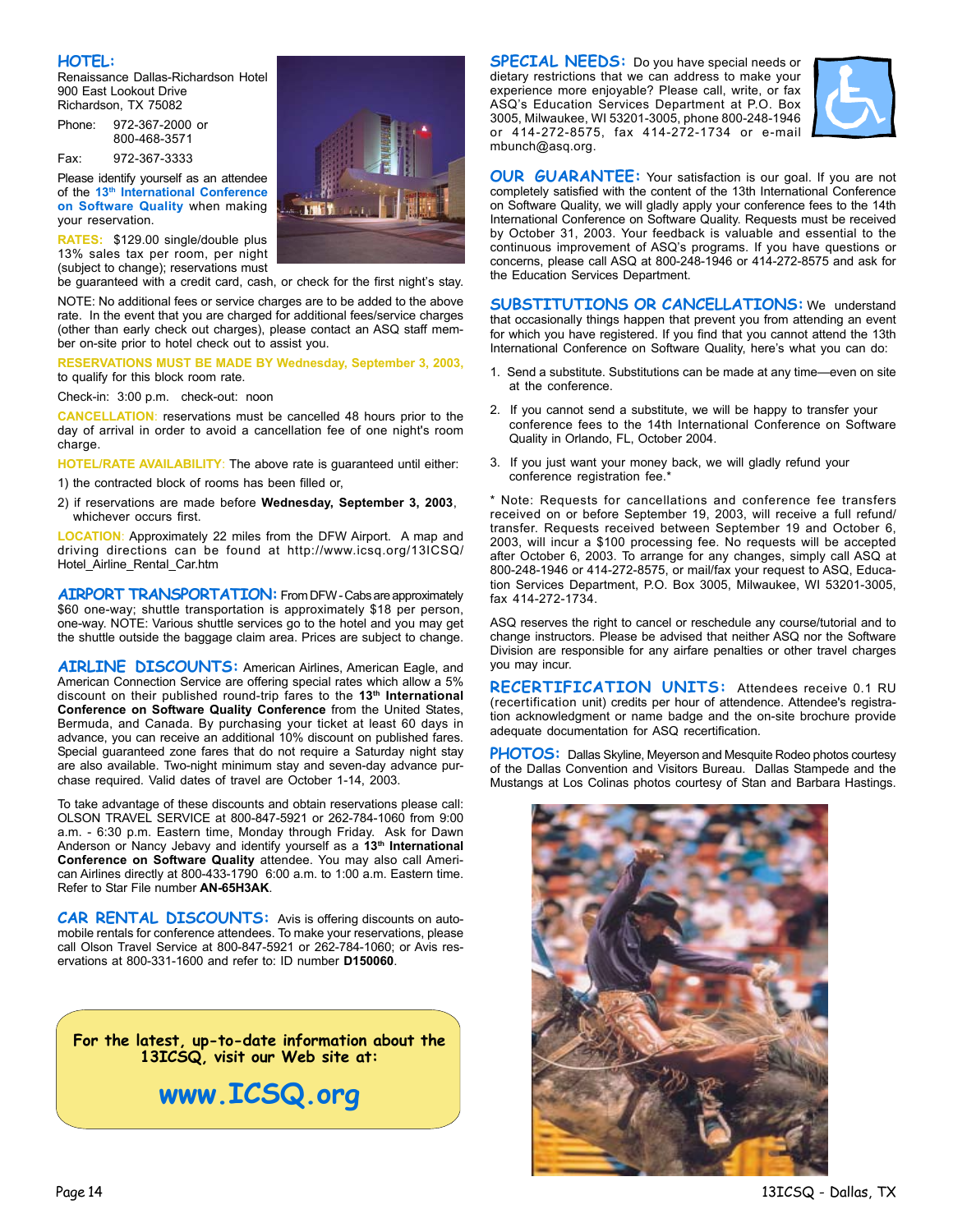## HOTEL:

Renaissance Dallas-Richardson Hotel
900 East Lookout Drive
Richardson, TX 75082

Phone: 972-367-2000 or 800-468-3571

Fax: 972-367-3333

Please identify yourself as an attendee of the **13th International Conference on Software Quality** when making your reservation.

**RATES:** $129.00 single/double plus 13% sales tax per room, per night (subject to change); reservations must be guaranteed with a credit card, cash, or check for the first night's stay.

NOTE: No additional fees or service charges are to be added to the above rate. In the event that you are charged for additional fees/service charges (other than early check out charges), please contact an ASQ staff member on-site prior to hotel check out to assist you.

**RESERVATIONS MUST BE MADE BY Wednesday, September 3, 2003,** to qualify for this block room rate.

Check-in: 3:00 p.m. check-out: noon

**CANCELLATION**: reservations must be cancelled 48 hours prior to the day of arrival in order to avoid a cancellation fee of one night's room charge.

**HOTEL/RATE AVAILABILITY**: The above rate is guaranteed until either:

1) the contracted block of rooms has been filled or,
2) if reservations are made before **Wednesday, September 3, 2003**, whichever occurs first.

**LOCATION**: Approximately 22 miles from the DFW Airport. A map and driving directions can be found at http://www.icsq.org/13ICSQ/Hotel_Airline_Rental_Car.htm

## AIRPORT TRANSPORTATION:

From DFW - Cabs are approximately $60 one-way; shuttle transportation is approximately $18 per person, one-way. NOTE: Various shuttle services go to the hotel and you may get the shuttle outside the baggage claim area. Prices are subject to change.

## AIRLINE DISCOUNTS:

American Airlines, American Eagle, and American Connection Service are offering special rates which allow a 5% discount on their published round-trip fares to the **13th International Conference on Software Quality Conference** from the United States, Bermuda, and Canada. By purchasing your ticket at least 60 days in advance, you can receive an additional 10% discount on published fares. Special guaranteed zone fares that do not require a Saturday night stay are also available. Two-night minimum stay and seven-day advance purchase required. Valid dates of travel are October 1-14, 2003.

To take advantage of these discounts and obtain reservations please call: OLSON TRAVEL SERVICE at 800-847-5921 or 262-784-1060 from 9:00 a.m. - 6:30 p.m. Eastern time, Monday through Friday. Ask for Dawn Anderson or Nancy Jebavy and identify yourself as a **13th International Conference on Software Quality** attendee. You may also call American Airlines directly at 800-433-1790 6:00 a.m. to 1:00 a.m. Eastern time. Refer to Star File number **AN-65H3AK**.

## CAR RENTAL DISCOUNTS:

Avis is offering discounts on automobile rentals for conference attendees. To make your reservations, please call Olson Travel Service at 800-847-5921 or 262-784-1060; or Avis reservations at 800-331-1600 and refer to: ID number **D150060**.

**For the latest, up-to-date information about the 13ICSQ, visit our Web site at:**

**www.ICSQ.org**

## SPECIAL NEEDS:

Do you have special needs or dietary restrictions that we can address to make your experience more enjoyable? Please call, write, or fax ASQ's Education Services Department at P.O. Box 3005, Milwaukee, WI 53201-3005, phone 800-248-1946 or 414-272-8575, fax 414-272-1734 or e-mail mbunch@asq.org.

## OUR GUARANTEE:

Your satisfaction is our goal. If you are not completely satisfied with the content of the 13th International Conference on Software Quality, we will gladly apply your conference fees to the 14th International Conference on Software Quality. Requests must be received by October 31, 2003. Your feedback is valuable and essential to the continuous improvement of ASQ's programs. If you have questions or concerns, please call ASQ at 800-248-1946 or 414-272-8575 and ask for the Education Services Department.

## SUBSTITUTIONS OR CANCELLATIONS:

We understand that occasionally things happen that prevent you from attending an event for which you have registered. If you find that you cannot attend the 13th International Conference on Software Quality, here's what you can do:

1. Send a substitute. Substitutions can be made at any time—even on site at the conference.
2. If you cannot send a substitute, we will be happy to transfer your conference fees to the 14th International Conference on Software Quality in Orlando, FL, October 2004.
3. If you just want your money back, we will gladly refund your conference registration fee.*

* Note: Requests for cancellations and conference fee transfers received on or before September 19, 2003, will receive a full refund/transfer. Requests received between September 19 and October 6, 2003, will incur a $100 processing fee. No requests will be accepted after October 6, 2003. To arrange for any changes, simply call ASQ at 800-248-1946 or 414-272-8575, or mail/fax your request to ASQ, Education Services Department, P.O. Box 3005, Milwaukee, WI 53201-3005, fax 414-272-1734.

ASQ reserves the right to cancel or reschedule any course/tutorial and to change instructors. Please be advised that neither ASQ nor the Software Division are responsible for any airfare penalties or other travel charges you may incur.

## RECERTIFICATION UNITS:

Attendees receive 0.1 RU (recertification unit) credits per hour of attendence. Attendee's registration acknowledgment or name badge and the on-site brochure provide adequate documentation for ASQ recertification.

## PHOTOS:

Dallas Skyline, Meyerson and Mesquite Rodeo photos courtesy of the Dallas Convention and Visitors Bureau. Dallas Stampede and the Mustangs at Los Colinas photos courtesy of Stan and Barbara Hastings.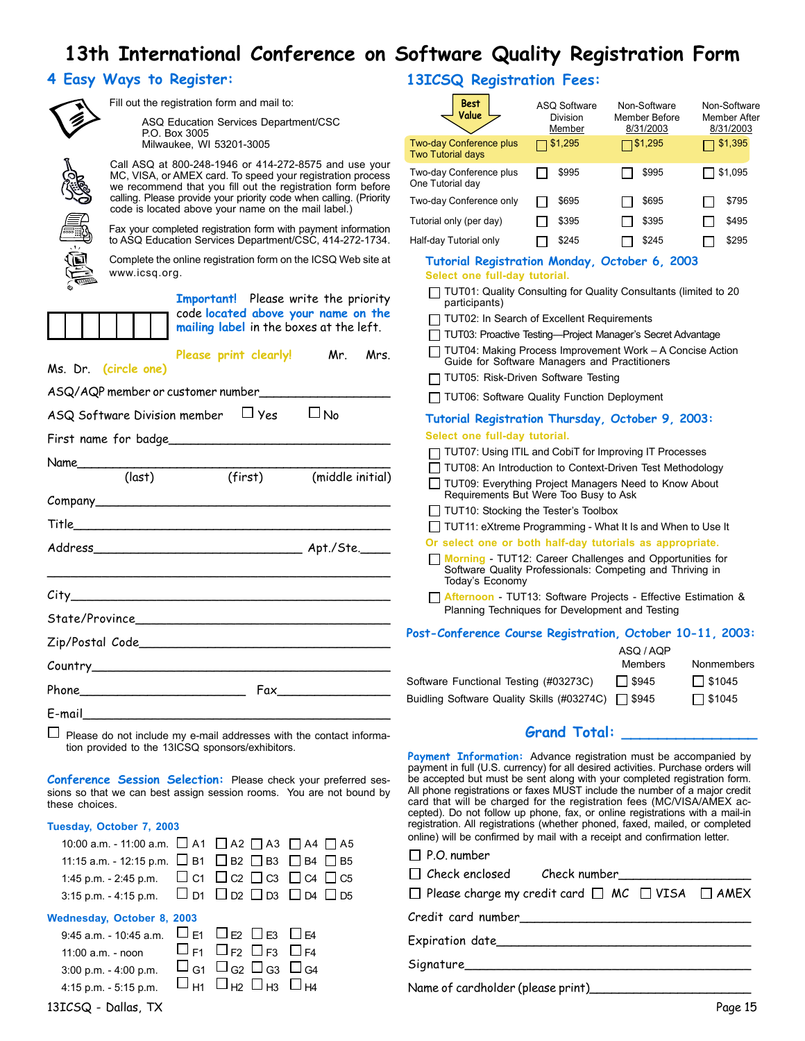# 13th International Conference on Software Quality Registration Form

## 4 Easy Ways to Register:

Fill out the registration form and mail to:

ASQ Education Services Department/CSC
P.O. Box 3005
Milwaukee, WI 53201-3005

Call ASQ at 800-248-1946 or 414-272-8575 and use your MC, VISA, or AMEX card. To speed your registration process we recommend that you fill out the registration form before calling. Please provide your priority code when calling. (Priority code is located above your name on the mail label.)

Fax your completed registration form with payment information to ASQ Education Services Department/CSC, 414-272-1734.

Complete the online registration form on the ICSQ Web site at www.icsq.org.

**Important!** Please write the priority code **located above your name on the mailing label** in the boxes at the left.

| | | | | | | |
|---|---|---|---|---|---|---|
| | | | | | | |

**Please print clearly!** Mr. Mrs. Ms. Dr. **(circle one)**

ASQ/AQP member or customer number_________________

ASQ Software Division member ☐ Yes ☐ No

First name for badge_____________________________

Name_______________________________________
(last) (first) (middle initial)

Company_____________________________________

Title_______________________________________

Address______________________________ Apt./Ste.____

____________________________________________

City________________________________________

State/Province_______________________________

Zip/Postal Code_____________________________

Country_____________________________________

Phone______________________ Fax______________

E-mail______________________________________

☐ Please do not include my e-mail addresses with the contact information provided to the 13ICSQ sponsors/exhibitors.

**Conference Session Selection:** Please check your preferred sessions so that we can best assign session rooms. You are not bound by these choices.

**Tuesday, October 7, 2003**

| | | | | | |
|---|---|---|---|---|---|
| 10:00 a.m. - 11:00 a.m. | ☐ A1 | ☐ A2 | ☐ A3 | ☐ A4 | ☐ A5 |
| 11:15 a.m. - 12:15 p.m. | ☐ B1 | ☐ B2 | ☐ B3 | ☐ B4 | ☐ B5 |
| 1:45 p.m. - 2:45 p.m. | ☐ C1 | ☐ C2 | ☐ C3 | ☐ C4 | ☐ C5 |
| 3:15 p.m. - 4:15 p.m. | ☐ D1 | ☐ D2 | ☐ D3 | ☐ D4 | ☐ D5 |

**Wednesday, October 8, 2003**

| | | | | |
|---|---|---|---|---|
| 9:45 a.m. - 10:45 a.m. | ☐ E1 | ☐ E2 | ☐ E3 | ☐ E4 |
| 11:00 a.m. - noon | ☐ F1 | ☐ F2 | ☐ F3 | ☐ F4 |
| 3:00 p.m. - 4:00 p.m. | ☐ G1 | ☐ G2 | ☐ G3 | ☐ G4 |
| 4:15 p.m. - 5:15 p.m. | ☐ H1 | ☐ H2 | ☐ H3 | ☐ H4 |

## 13ICSQ Registration Fees:

| Best Value | ASQ Software Division Member | Non-Software Member Before 8/31/2003 | Non-Software Member After 8/31/2003 |
|---|---|---|---|
| Two-day Conference plus Two Tutorial days | ☐ $1,295 | ☐ $1,295 | ☐ $1,395 |
| Two-day Conference plus One Tutorial day | ☐ $995 | ☐ $995 | ☐ $1,095 |
| Two-day Conference only | ☐ $695 | ☐ $695 | ☐ $795 |
| Tutorial only (per day) | ☐ $395 | ☐ $395 | ☐ $495 |
| Half-day Tutorial only | ☐ $245 | ☐ $245 | ☐ $295 |

### Tutorial Registration Monday, October 6, 2003

**Select one full-day tutorial.**

- ☐ TUT01: Quality Consulting for Quality Consultants (limited to 20 participants)
- ☐ TUT02: In Search of Excellent Requirements
- ☐ TUT03: Proactive Testing—Project Manager's Secret Advantage
- ☐ TUT04: Making Process Improvement Work – A Concise Action Guide for Software Managers and Practitioners
- ☐ TUT05: Risk-Driven Software Testing
- ☐ TUT06: Software Quality Function Deployment

### Tutorial Registration Thursday, October 9, 2003:

**Select one full-day tutorial.**

- ☐ TUT07: Using ITIL and CobiT for Improving IT Processes
- ☐ TUT08: An Introduction to Context-Driven Test Methodology
- ☐ TUT09: Everything Project Managers Need to Know About Requirements But Were Too Busy to Ask
- ☐ TUT10: Stocking the Tester's Toolbox
- ☐ TUT11: eXtreme Programming - What It Is and When to Use It

**Or select one or both half-day tutorials as appropriate.**

- ☐ **Morning** - TUT12: Career Challenges and Opportunities for Software Quality Professionals: Competing and Thriving in Today's Economy
- ☐ **Afternoon** - TUT13: Software Projects - Effective Estimation & Planning Techniques for Development and Testing

### Post-Conference Course Registration, October 10-11, 2003:

| | ASQ / AQP Members | Nonmembers |
|---|---|---|
| Software Functional Testing (#03273C) | ☐ $945 | ☐ $1045 |
| Buidling Software Quality Skills (#03274C) | ☐ $945 | ☐ $1045 |

**Grand Total:** _______________

**Payment Information:** Advance registration must be accompanied by payment in full (U.S. currency) for all desired activities. Purchase orders will be accepted but must be sent along with your completed registration form. All phone registrations or faxes MUST include the number of a major credit card that will be charged for the registration fees (MC/VISA/AMEX accepted). Do not follow up phone, fax, or online registrations with a mail-in registration. All registrations (whether phoned, faxed, mailed, or completed online) will be confirmed by mail with a receipt and confirmation letter.

☐ P.O. number

☐ Check enclosed Check number________________

☐ Please charge my credit card ☐ MC ☐ VISA ☐ AMEX

Credit card number_______________________________

Expiration date_________________________________

Signature______________________________________

Name of cardholder (please print)_____________________

13ICSQ - Dallas, TX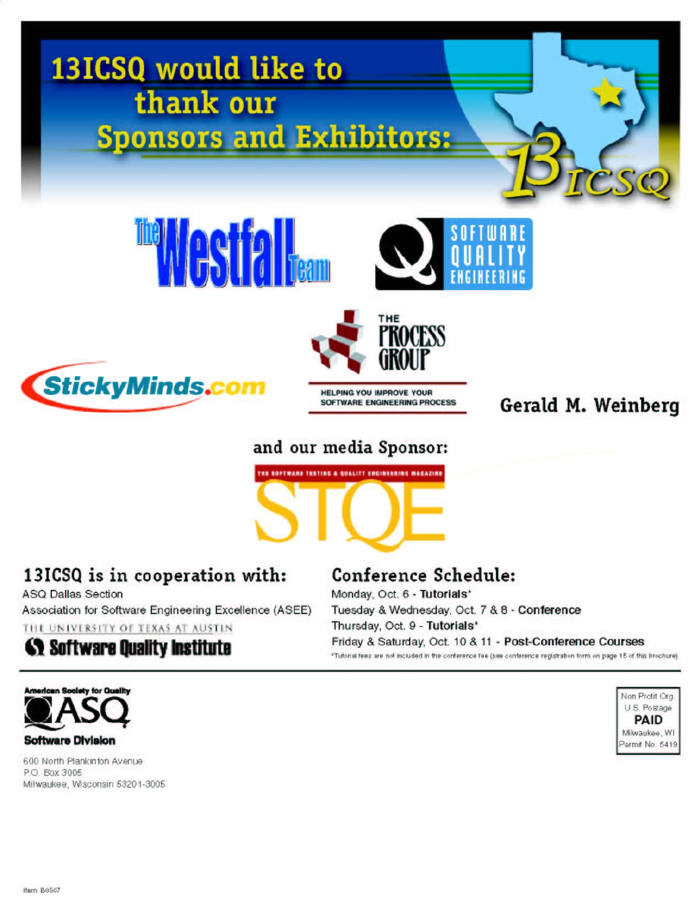# 13ICSQ would like to thank our Sponsors and Exhibitors:

13ICSQ

The Westfall Team

Software Quality Engineering

The Process Group — Helping you improve your software engineering process

StickyMinds.com

Gerald M. Weinberg

and our media Sponsor:

STQE — The Software Testing & Quality Engineering Magazine

## 13ICSQ is in cooperation with:

ASQ Dallas Section

Association for Software Engineering Excellence (ASEE)

The University of Texas at Austin

Software Quality Institute

## Conference Schedule:

Monday, Oct. 6 - **Tutorials***

Tuesday & Wednesday, Oct. 7 & 8 - **Conference**

Thursday, Oct. 9 - **Tutorials***

Friday & Saturday, Oct. 10 & 11 - **Post-Conference Courses**

*Tutorial fees are not included in the conference fee (see conference registration form on page 15 of this brochure).

American Society for Quality
ASQ
Software Division

600 North Plankinton Avenue
P.O. Box 3005
Milwaukee, Wisconsin 53201-3005

Non Profit Org.
U.S. Postage
**PAID**
Milwaukee, WI
Permit No. 5419

Item: B0507